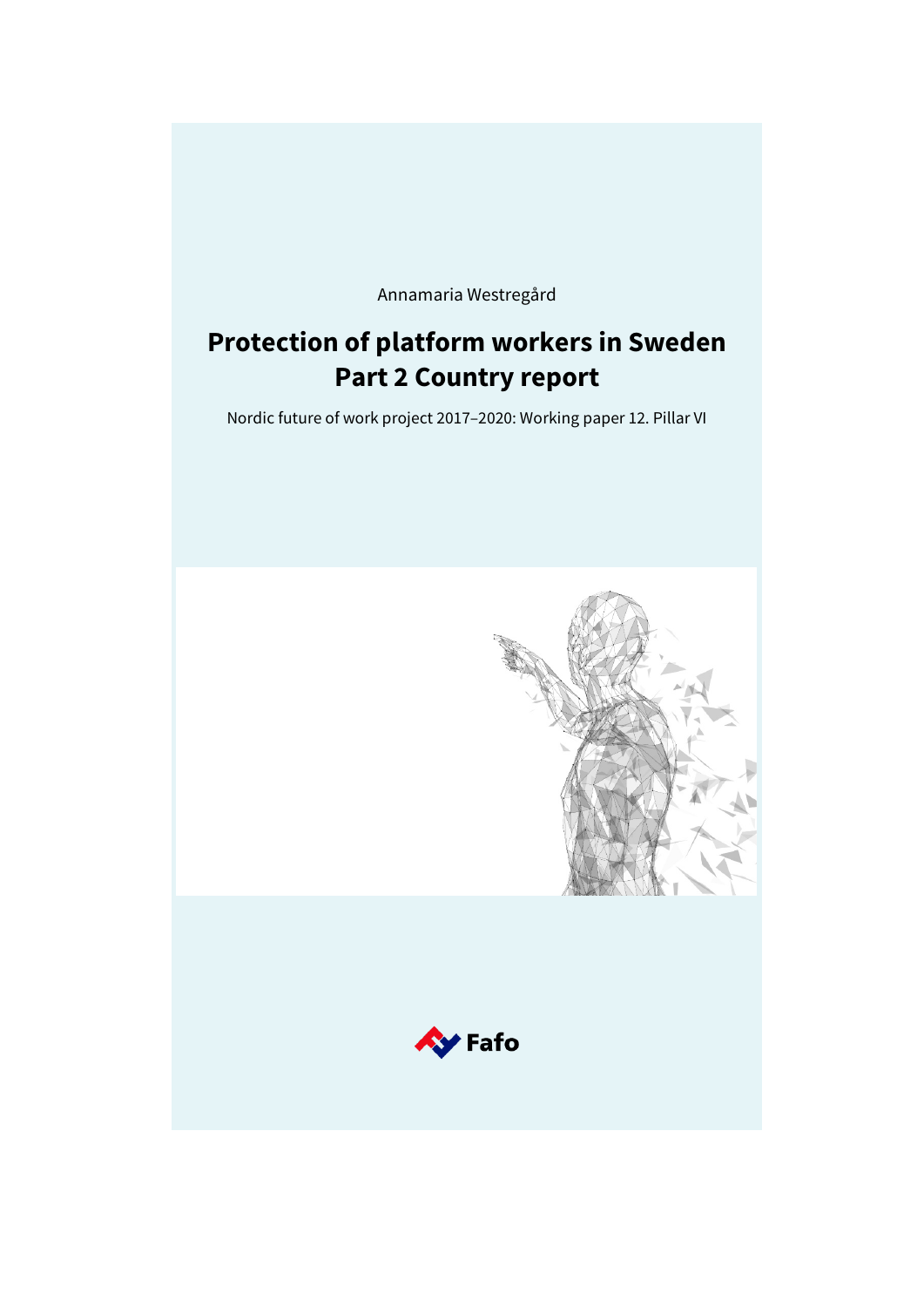Annamaria Westregård

# Protection of platform workers in Sweden Part 2 Country report

Nordic future of work project 2017–2020: Working paper 12. Pillar VI

Fafo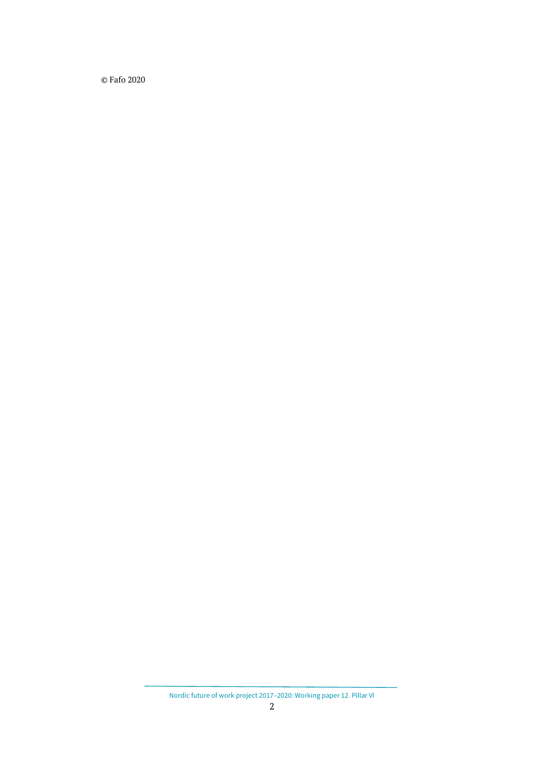© Fafo 2020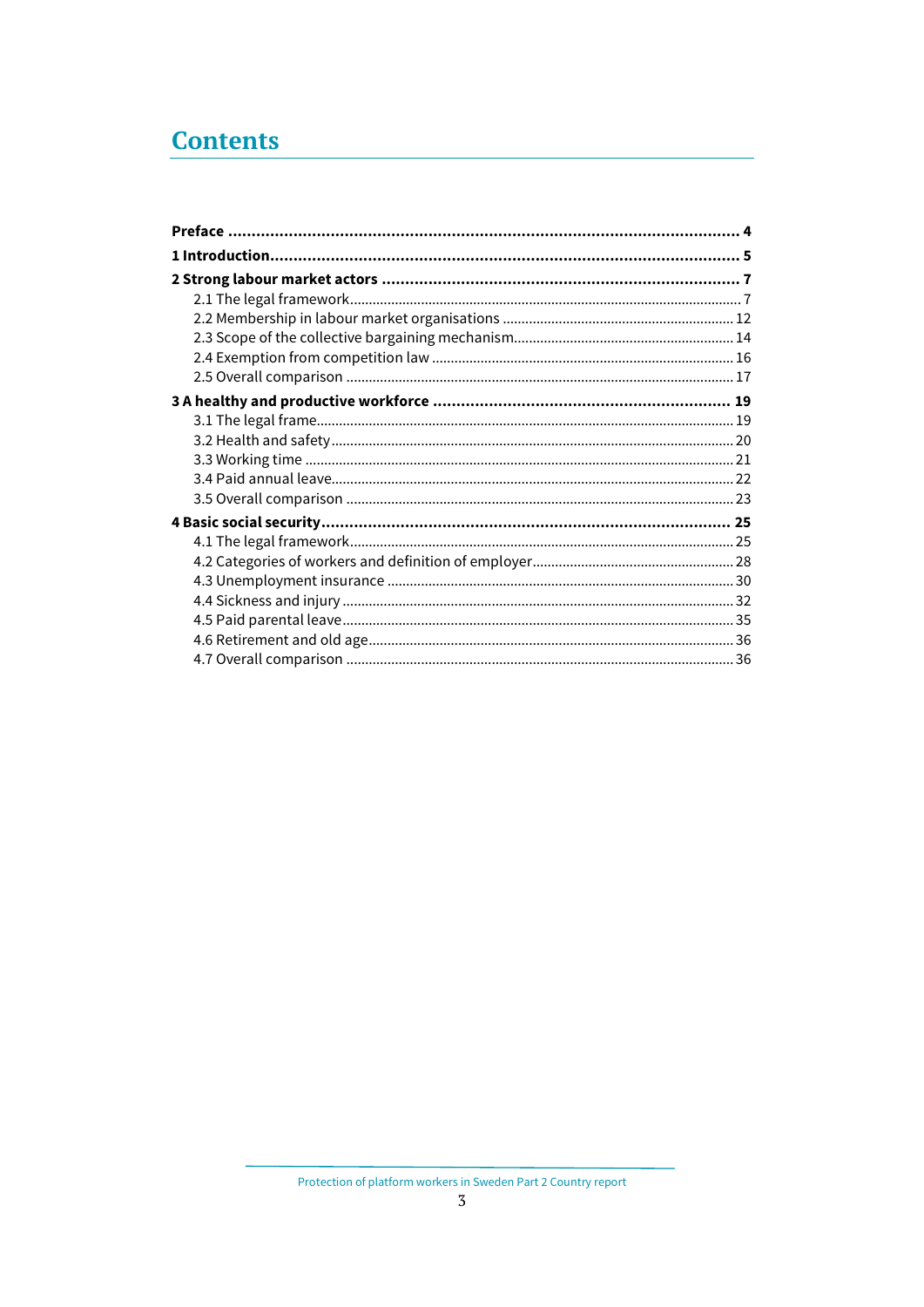# Contents

**Preface** ... **4**

**1 Introduction** ... **5**

**2 Strong labour market actors** ... **7**

- 2.1 The legal framework ... 7
- 2.2 Membership in labour market organisations ... 12
- 2.3 Scope of the collective bargaining mechanism ... 14
- 2.4 Exemption from competition law ... 16
- 2.5 Overall comparison ... 17

**3 A healthy and productive workforce** ... **19**

- 3.1 The legal frame ... 19
- 3.2 Health and safety ... 20
- 3.3 Working time ... 21
- 3.4 Paid annual leave ... 22
- 3.5 Overall comparison ... 23

**4 Basic social security** ... **25**

- 4.1 The legal framework ... 25
- 4.2 Categories of workers and definition of employer ... 28
- 4.3 Unemployment insurance ... 30
- 4.4 Sickness and injury ... 32
- 4.5 Paid parental leave ... 35
- 4.6 Retirement and old age ... 36
- 4.7 Overall comparison ... 36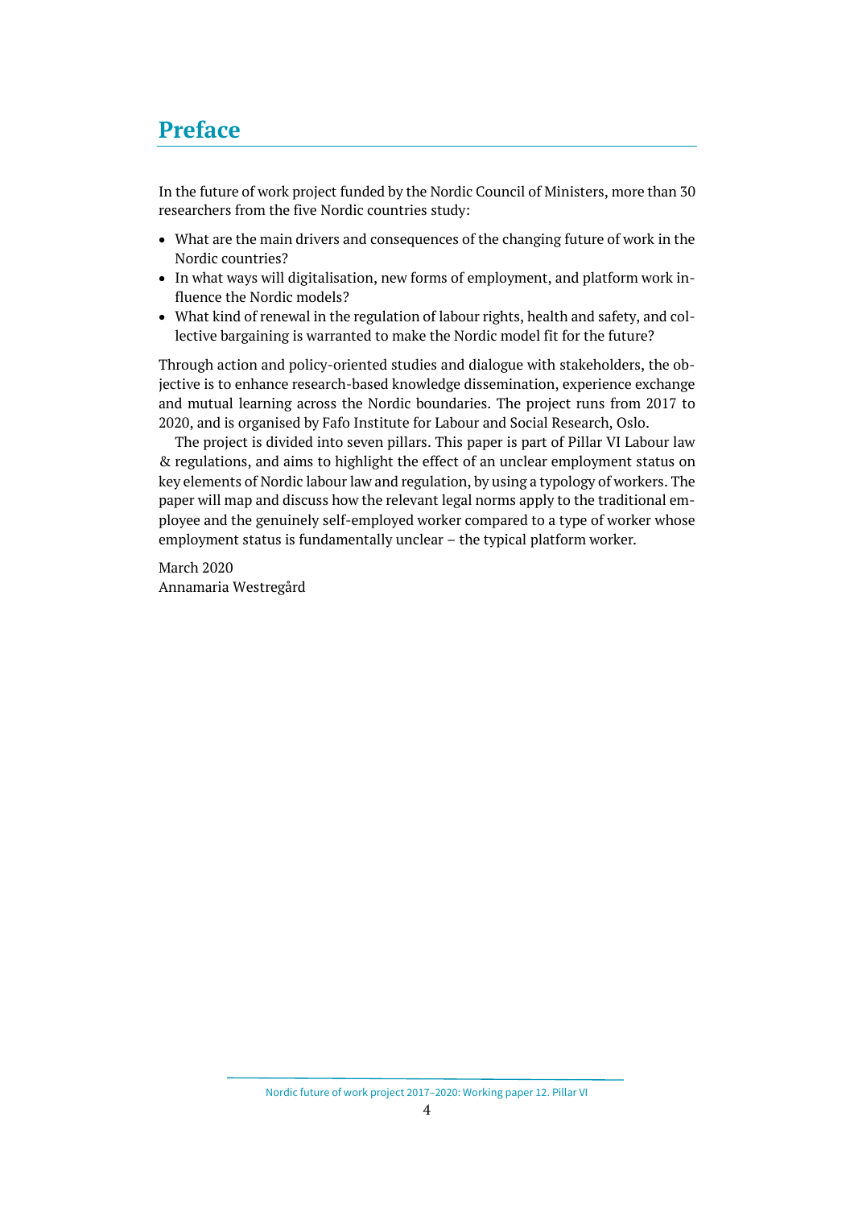# Preface

In the future of work project funded by the Nordic Council of Ministers, more than 30 researchers from the five Nordic countries study:

- What are the main drivers and consequences of the changing future of work in the Nordic countries?
- In what ways will digitalisation, new forms of employment, and platform work influence the Nordic models?
- What kind of renewal in the regulation of labour rights, health and safety, and collective bargaining is warranted to make the Nordic model fit for the future?

Through action and policy-oriented studies and dialogue with stakeholders, the objective is to enhance research-based knowledge dissemination, experience exchange and mutual learning across the Nordic boundaries. The project runs from 2017 to 2020, and is organised by Fafo Institute for Labour and Social Research, Oslo.

The project is divided into seven pillars. This paper is part of Pillar VI Labour law & regulations, and aims to highlight the effect of an unclear employment status on key elements of Nordic labour law and regulation, by using a typology of workers. The paper will map and discuss how the relevant legal norms apply to the traditional employee and the genuinely self-employed worker compared to a type of worker whose employment status is fundamentally unclear – the typical platform worker.

March 2020
Annamaria Westregård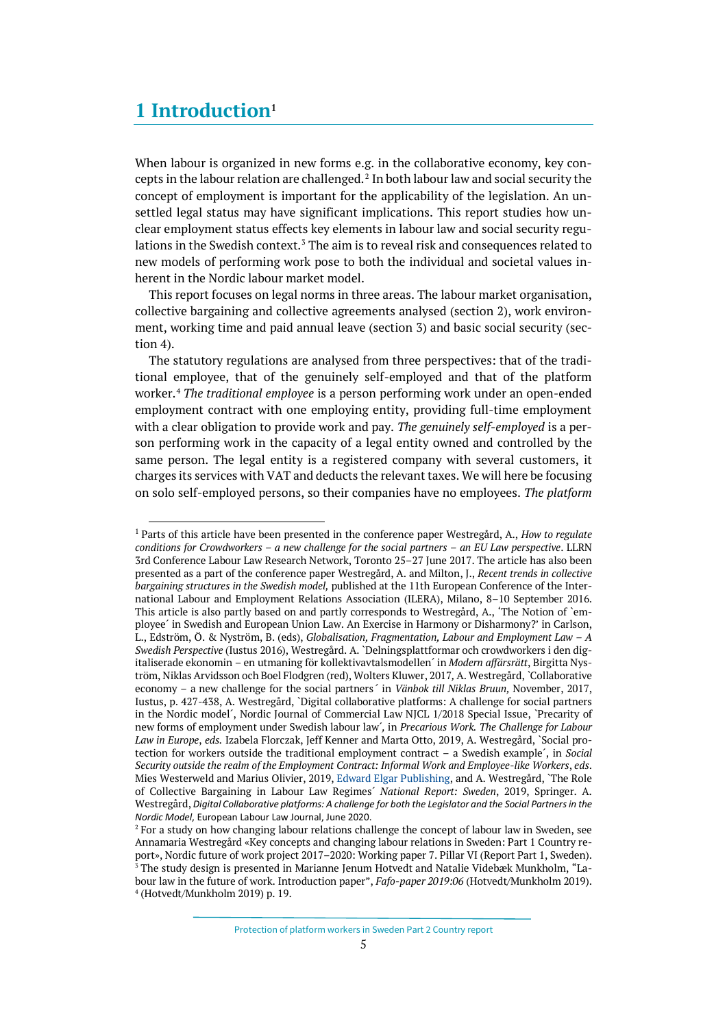# 1 Introduction[1]

When labour is organized in new forms e.g. in the collaborative economy, key concepts in the labour relation are challenged.[2] In both labour law and social security the concept of employment is important for the applicability of the legislation. An unsettled legal status may have significant implications. This report studies how unclear employment status effects key elements in labour law and social security regulations in the Swedish context.[3] The aim is to reveal risk and consequences related to new models of performing work pose to both the individual and societal values inherent in the Nordic labour market model.

This report focuses on legal norms in three areas. The labour market organisation, collective bargaining and collective agreements analysed (section 2), work environment, working time and paid annual leave (section 3) and basic social security (section 4).

The statutory regulations are analysed from three perspectives: that of the traditional employee, that of the genuinely self-employed and that of the platform worker.[4] *The traditional employee* is a person performing work under an open-ended employment contract with one employing entity, providing full-time employment with a clear obligation to provide work and pay. *The genuinely self-employed* is a person performing work in the capacity of a legal entity owned and controlled by the same person. The legal entity is a registered company with several customers, it charges its services with VAT and deducts the relevant taxes. We will here be focusing on solo self-employed persons, so their companies have no employees. *The platform*

---

[1] Parts of this article have been presented in the conference paper Westregård, A., *How to regulate conditions for Crowdworkers – a new challenge for the social partners – an EU Law perspective*. LLRN 3rd Conference Labour Law Research Network, Toronto 25–27 June 2017. The article has also been presented as a part of the conference paper Westregård, A. and Milton, J., *Recent trends in collective bargaining structures in the Swedish model,* published at the 11th European Conference of the International Labour and Employment Relations Association (ILERA), Milano, 8–10 September 2016. This article is also partly based on and partly corresponds to Westregård, A., 'The Notion of ´employee´ in Swedish and European Union Law. An Exercise in Harmony or Disharmony?' in Carlson, L., Edström, Ö. & Nyström, B. (eds), *Globalisation, Fragmentation, Labour and Employment Law – A Swedish Perspective* (Iustus 2016), Westregård. A. `Delningsplattformar och crowdworkers i den digitaliserade ekonomin – en utmaning för kollektivavtalsmodellen´ in *Modern affärsrätt*, Birgitta Nyström, Niklas Arvidsson och Boel Flodgren (red), Wolters Kluwer, 2017*,* A. Westregård, `Collaborative economy – a new challenge for the social partners´ in *Vänbok till Niklas Bruun,* November, 2017, Iustus, p. 427-438, A. Westregård, `Digital collaborative platforms: A challenge for social partners in the Nordic model´, Nordic Journal of Commercial Law NJCL 1/2018 Special Issue, `Precarity of new forms of employment under Swedish labour law´, in *Precarious Work. The Challenge for Labour Law in Europe*, *eds.* Izabela Florczak, Jeff Kenner and Marta Otto, 2019, A. Westregård, `Social protection for workers outside the traditional employment contract – a Swedish example´, in *Social Security outside the realm of the Employment Contract: Informal Work and Employee-like Workers*, *eds*. Mies Westerweld and Marius Olivier, 2019, Edward Elgar Publishing, and A. Westregård, `The Role of Collective Bargaining in Labour Law Regimes´ *National Report: Sweden*, 2019, Springer. A. Westregård, *Digital Collaborative platforms: A challenge for both the Legislator and the Social Partners in the Nordic Model,* European Labour Law Journal, June 2020.

[2] For a study on how changing labour relations challenge the concept of labour law in Sweden, see Annamaria Westregård «Key concepts and changing labour relations in Sweden: Part 1 Country report», Nordic future of work project 2017–2020: Working paper 7. Pillar VI (Report Part 1, Sweden).

[3] The study design is presented in Marianne Jenum Hotvedt and Natalie Videbæk Munkholm, "Labour law in the future of work. Introduction paper", *Fafo-paper 2019:06* (Hotvedt/Munkholm 2019).

[4] (Hotvedt/Munkholm 2019) p. 19.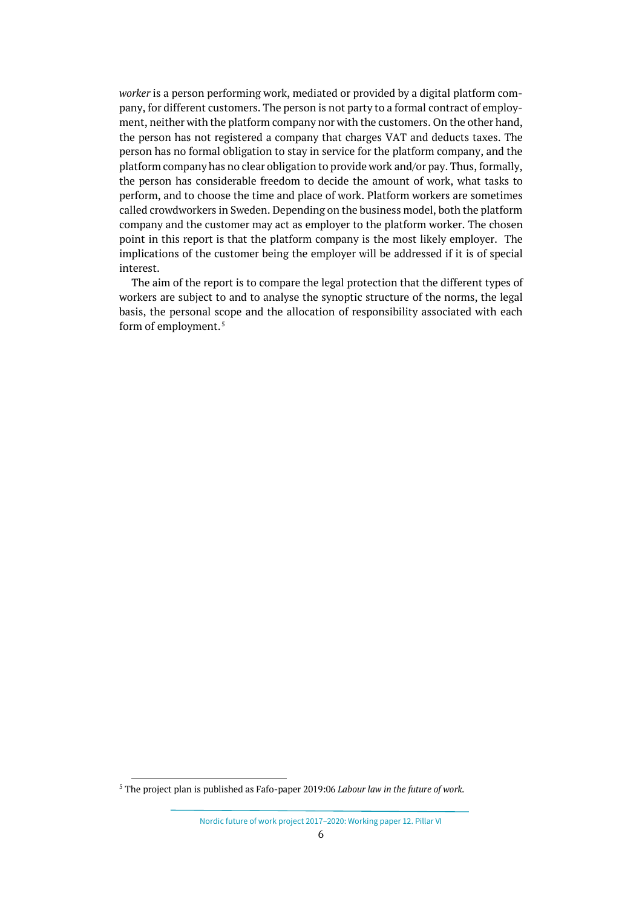*worker* is a person performing work, mediated or provided by a digital platform company, for different customers. The person is not party to a formal contract of employment, neither with the platform company nor with the customers. On the other hand, the person has not registered a company that charges VAT and deducts taxes. The person has no formal obligation to stay in service for the platform company, and the platform company has no clear obligation to provide work and/or pay. Thus, formally, the person has considerable freedom to decide the amount of work, what tasks to perform, and to choose the time and place of work. Platform workers are sometimes called crowdworkers in Sweden. Depending on the business model, both the platform company and the customer may act as employer to the platform worker. The chosen point in this report is that the platform company is the most likely employer. The implications of the customer being the employer will be addressed if it is of special interest.

The aim of the report is to compare the legal protection that the different types of workers are subject to and to analyse the synoptic structure of the norms, the legal basis, the personal scope and the allocation of responsibility associated with each form of employment.[5]

[5] The project plan is published as Fafo-paper 2019:06 *Labour law in the future of work.*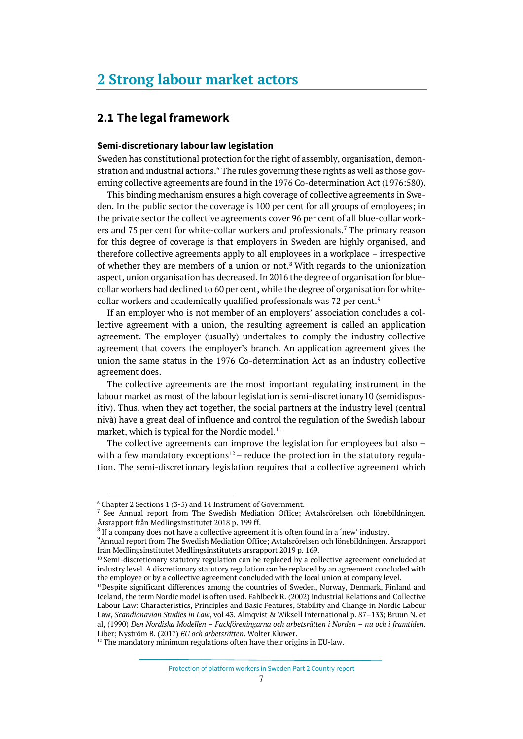# 2 Strong labour market actors

## 2.1 The legal framework

### Semi-discretionary labour law legislation

Sweden has constitutional protection for the right of assembly, organisation, demonstration and industrial actions.[6] The rules governing these rights as well as those governing collective agreements are found in the 1976 Co-determination Act (1976:580).

This binding mechanism ensures a high coverage of collective agreements in Sweden. In the public sector the coverage is 100 per cent for all groups of employees; in the private sector the collective agreements cover 96 per cent of all blue-collar workers and 75 per cent for white-collar workers and professionals.[7] The primary reason for this degree of coverage is that employers in Sweden are highly organised, and therefore collective agreements apply to all employees in a workplace – irrespective of whether they are members of a union or not.[8] With regards to the unionization aspect, union organisation has decreased. In 2016 the degree of organisation for blue-collar workers had declined to 60 per cent, while the degree of organisation for white-collar workers and academically qualified professionals was 72 per cent.[9]

If an employer who is not member of an employers' association concludes a collective agreement with a union, the resulting agreement is called an application agreement. The employer (usually) undertakes to comply the industry collective agreement that covers the employer's branch. An application agreement gives the union the same status in the 1976 Co-determination Act as an industry collective agreement does.

The collective agreements are the most important regulating instrument in the labour market as most of the labour legislation is semi-discretionary10 (semidispositiv). Thus, when they act together, the social partners at the industry level (central nivå) have a great deal of influence and control the regulation of the Swedish labour market, which is typical for the Nordic model.[11]

The collective agreements can improve the legislation for employees but also – with a few mandatory exceptions[12] – reduce the protection in the statutory regulation. The semi-discretionary legislation requires that a collective agreement which

---

[6] Chapter 2 Sections 1 (3-5) and 14 Instrument of Government.

[7] See Annual report from The Swedish Mediation Office; Avtalsrörelsen och lönebildningen. Årsrapport från Medlingsinstitutet 2018 p. 199 ff.

[8] If a company does not have a collective agreement it is often found in a 'new' industry.

[9] Annual report from The Swedish Mediation Office; Avtalsrörelsen och lönebildningen. Årsrapport från Medlingsinstitutet Medlingsinstitutets årsrapport 2019 p. 169.

[10] Semi-discretionary statutory regulation can be replaced by a collective agreement concluded at industry level. A discretionary statutory regulation can be replaced by an agreement concluded with the employee or by a collective agreement concluded with the local union at company level.

[11] Despite significant differences among the countries of Sweden, Norway, Denmark, Finland and Iceland, the term Nordic model is often used. Fahlbeck R. (2002) Industrial Relations and Collective Labour Law: Characteristics, Principles and Basic Features, Stability and Change in Nordic Labour Law, *Scandianavian Studies in Law*, vol 43. Almqvist & Wiksell International p. 87–133; Bruun N. et al, (1990) *Den Nordiska Modellen – Fackföreningarna och arbetsrätten i Norden – nu och i framtiden*. Liber; Nyström B. (2017) *EU och arbetsrätten*. Wolter Kluwer.

[12] The mandatory minimum regulations often have their origins in EU-law.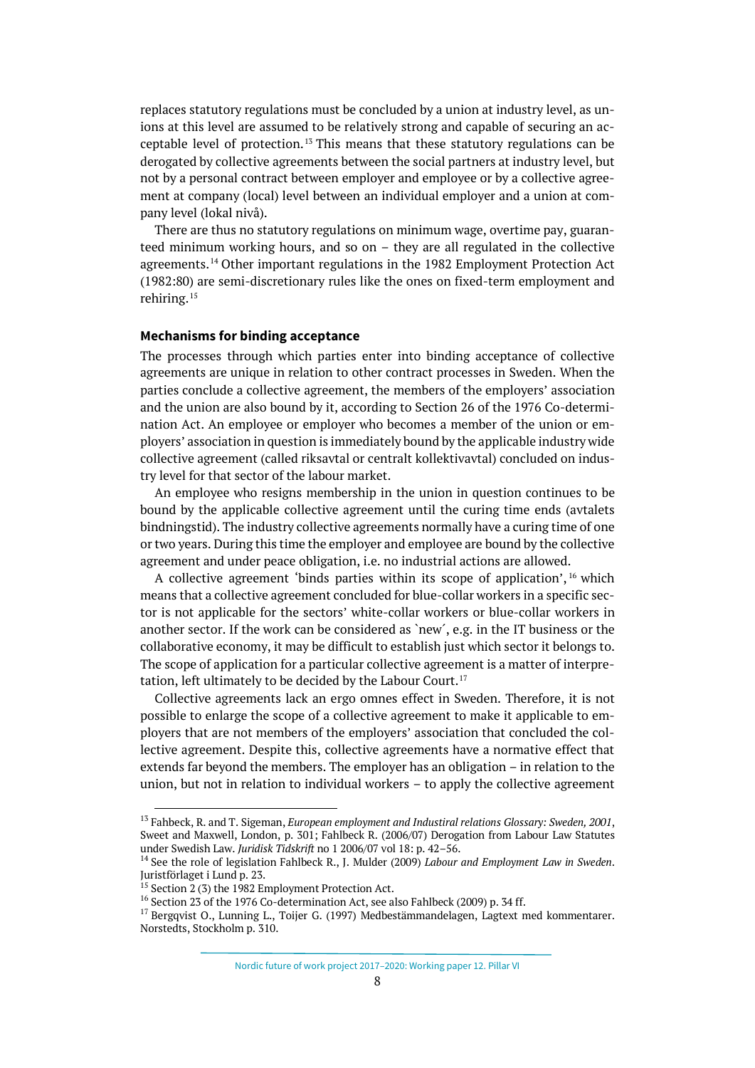replaces statutory regulations must be concluded by a union at industry level, as unions at this level are assumed to be relatively strong and capable of securing an acceptable level of protection.[13] This means that these statutory regulations can be derogated by collective agreements between the social partners at industry level, but not by a personal contract between employer and employee or by a collective agreement at company (local) level between an individual employer and a union at company level (lokal nivå).

There are thus no statutory regulations on minimum wage, overtime pay, guaranteed minimum working hours, and so on – they are all regulated in the collective agreements.[14] Other important regulations in the 1982 Employment Protection Act (1982:80) are semi-discretionary rules like the ones on fixed-term employment and rehiring.[15]

### Mechanisms for binding acceptance

The processes through which parties enter into binding acceptance of collective agreements are unique in relation to other contract processes in Sweden. When the parties conclude a collective agreement, the members of the employers' association and the union are also bound by it, according to Section 26 of the 1976 Co-determination Act. An employee or employer who becomes a member of the union or employers' association in question is immediately bound by the applicable industry wide collective agreement (called riksavtal or centralt kollektivavtal) concluded on industry level for that sector of the labour market.

An employee who resigns membership in the union in question continues to be bound by the applicable collective agreement until the curing time ends (avtalets bindningstid). The industry collective agreements normally have a curing time of one or two years. During this time the employer and employee are bound by the collective agreement and under peace obligation, i.e. no industrial actions are allowed.

A collective agreement 'binds parties within its scope of application',[16] which means that a collective agreement concluded for blue-collar workers in a specific sector is not applicable for the sectors' white-collar workers or blue-collar workers in another sector. If the work can be considered as `new´, e.g. in the IT business or the collaborative economy, it may be difficult to establish just which sector it belongs to. The scope of application for a particular collective agreement is a matter of interpretation, left ultimately to be decided by the Labour Court.[17]

Collective agreements lack an ergo omnes effect in Sweden. Therefore, it is not possible to enlarge the scope of a collective agreement to make it applicable to employers that are not members of the employers' association that concluded the collective agreement. Despite this, collective agreements have a normative effect that extends far beyond the members. The employer has an obligation – in relation to the union, but not in relation to individual workers – to apply the collective agreement

---

[13] Fahbeck, R. and T. Sigeman, *European employment and Industiral relations Glossary: Sweden, 2001*, Sweet and Maxwell, London, p. 301; Fahlbeck R. (2006/07) Derogation from Labour Law Statutes under Swedish Law. *Juridisk Tidskrift* no 1 2006/07 vol 18: p. 42–56.

[14] See the role of legislation Fahlbeck R., J. Mulder (2009) *Labour and Employment Law in Sweden*. Juristförlaget i Lund p. 23.

[15] Section 2 (3) the 1982 Employment Protection Act.

[16] Section 23 of the 1976 Co-determination Act, see also Fahlbeck (2009) p. 34 ff.

[17] Bergqvist O., Lunning L., Toijer G. (1997) Medbestämmandelagen, Lagtext med kommentarer. Norstedts, Stockholm p. 310.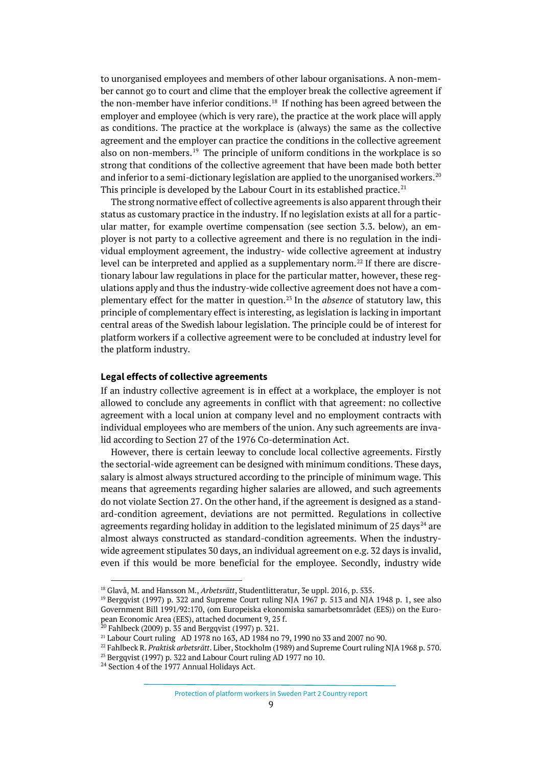to unorganised employees and members of other labour organisations. A non-member cannot go to court and clime that the employer break the collective agreement if the non-member have inferior conditions.[18] If nothing has been agreed between the employer and employee (which is very rare), the practice at the work place will apply as conditions. The practice at the workplace is (always) the same as the collective agreement and the employer can practice the conditions in the collective agreement also on non-members.[19] The principle of uniform conditions in the workplace is so strong that conditions of the collective agreement that have been made both better and inferior to a semi-dictionary legislation are applied to the unorganised workers.[20] This principle is developed by the Labour Court in its established practice.[21]

The strong normative effect of collective agreements is also apparent through their status as customary practice in the industry. If no legislation exists at all for a particular matter, for example overtime compensation (see section 3.3. below), an employer is not party to a collective agreement and there is no regulation in the individual employment agreement, the industry- wide collective agreement at industry level can be interpreted and applied as a supplementary norm.[22] If there are discretionary labour law regulations in place for the particular matter, however, these regulations apply and thus the industry-wide collective agreement does not have a complementary effect for the matter in question.[23] In the *absence* of statutory law, this principle of complementary effect is interesting, as legislation is lacking in important central areas of the Swedish labour legislation. The principle could be of interest for platform workers if a collective agreement were to be concluded at industry level for the platform industry.

**Legal effects of collective agreements**

If an industry collective agreement is in effect at a workplace, the employer is not allowed to conclude any agreements in conflict with that agreement: no collective agreement with a local union at company level and no employment contracts with individual employees who are members of the union. Any such agreements are invalid according to Section 27 of the 1976 Co-determination Act.

However, there is certain leeway to conclude local collective agreements. Firstly the sectorial-wide agreement can be designed with minimum conditions. These days, salary is almost always structured according to the principle of minimum wage. This means that agreements regarding higher salaries are allowed, and such agreements do not violate Section 27. On the other hand, if the agreement is designed as a standard-condition agreement, deviations are not permitted. Regulations in collective agreements regarding holiday in addition to the legislated minimum of 25 days[24] are almost always constructed as standard-condition agreements. When the industry-wide agreement stipulates 30 days, an individual agreement on e.g. 32 days is invalid, even if this would be more beneficial for the employee. Secondly, industry wide

---

[18] Glavå, M. and Hansson M., *Arbetsrätt*, Studentlitteratur, 3e uppl. 2016, p. 535.

[19] Bergqvist (1997) p. 322 and Supreme Court ruling NJA 1967 p. 513 and NJA 1948 p. 1, see also Government Bill 1991/92:170, (om Europeiska ekonomiska samarbetsområdet (EES)) on the European Economic Area (EES), attached document 9, 25 f.

[20] Fahlbeck (2009) p. 35 and Bergqvist (1997) p. 321.

[21] Labour Court ruling AD 1978 no 163, AD 1984 no 79, 1990 no 33 and 2007 no 90.

[22] Fahlbeck R. *Praktisk arbetsrätt*. Liber, Stockholm (1989) and Supreme Court ruling NJA 1968 p. 570.

[23] Bergqvist (1997) p. 322 and Labour Court ruling AD 1977 no 10.

[24] Section 4 of the 1977 Annual Holidays Act.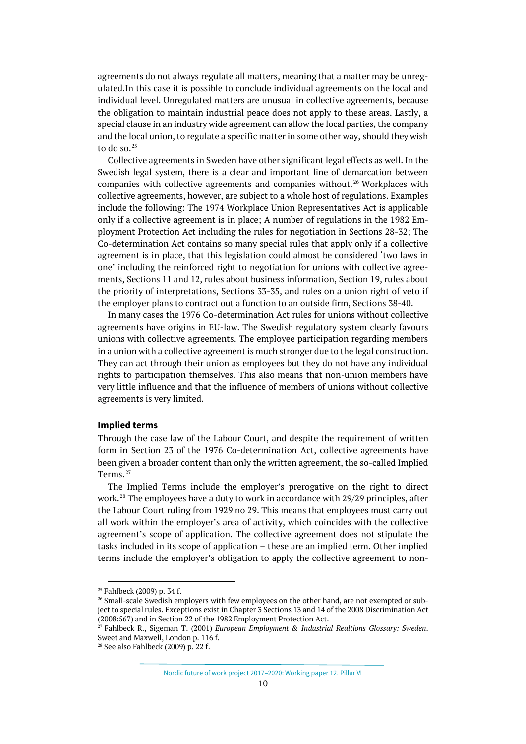agreements do not always regulate all matters, meaning that a matter may be unregulated.In this case it is possible to conclude individual agreements on the local and individual level. Unregulated matters are unusual in collective agreements, because the obligation to maintain industrial peace does not apply to these areas. Lastly, a special clause in an industry wide agreement can allow the local parties, the company and the local union, to regulate a specific matter in some other way, should they wish to do so.[25]

Collective agreements in Sweden have other significant legal effects as well. In the Swedish legal system, there is a clear and important line of demarcation between companies with collective agreements and companies without.[26] Workplaces with collective agreements, however, are subject to a whole host of regulations. Examples include the following: The 1974 Workplace Union Representatives Act is applicable only if a collective agreement is in place; A number of regulations in the 1982 Employment Protection Act including the rules for negotiation in Sections 28-32; The Co-determination Act contains so many special rules that apply only if a collective agreement is in place, that this legislation could almost be considered 'two laws in one' including the reinforced right to negotiation for unions with collective agreements, Sections 11 and 12, rules about business information, Section 19, rules about the priority of interpretations, Sections 33-35, and rules on a union right of veto if the employer plans to contract out a function to an outside firm, Sections 38-40.

In many cases the 1976 Co-determination Act rules for unions without collective agreements have origins in EU-law. The Swedish regulatory system clearly favours unions with collective agreements. The employee participation regarding members in a union with a collective agreement is much stronger due to the legal construction. They can act through their union as employees but they do not have any individual rights to participation themselves. This also means that non-union members have very little influence and that the influence of members of unions without collective agreements is very limited.

### Implied terms

Through the case law of the Labour Court, and despite the requirement of written form in Section 23 of the 1976 Co-determination Act, collective agreements have been given a broader content than only the written agreement, the so-called Implied Terms.[27]

The Implied Terms include the employer's prerogative on the right to direct work.[28] The employees have a duty to work in accordance with 29/29 principles, after the Labour Court ruling from 1929 no 29. This means that employees must carry out all work within the employer's area of activity, which coincides with the collective agreement's scope of application. The collective agreement does not stipulate the tasks included in its scope of application – these are an implied term. Other implied terms include the employer's obligation to apply the collective agreement to non-

---

[25] Fahlbeck (2009) p. 34 f.

[26] Small-scale Swedish employers with few employees on the other hand, are not exempted or subject to special rules. Exceptions exist in Chapter 3 Sections 13 and 14 of the 2008 Discrimination Act (2008:567) and in Section 22 of the 1982 Employment Protection Act.

[27] Fahlbeck R., Sigeman T. (2001) *European Employment & Industrial Realtions Glossary: Sweden*. Sweet and Maxwell, London p. 116 f.

[28] See also Fahlbeck (2009) p. 22 f.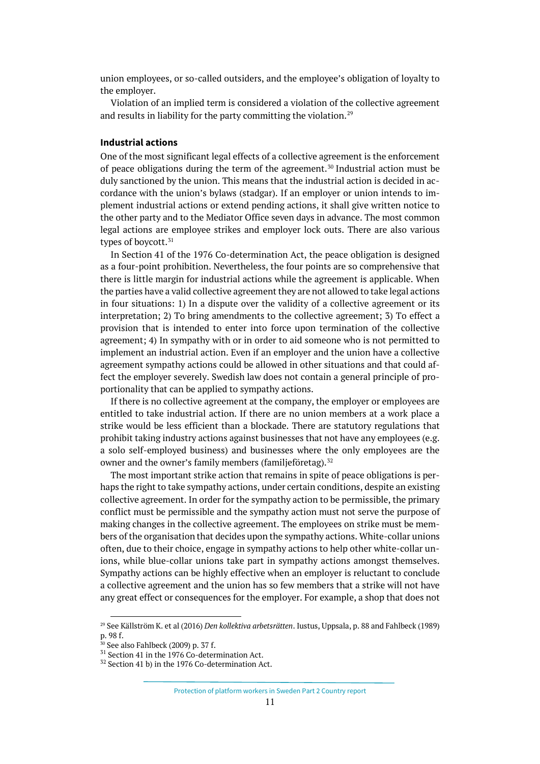union employees, or so-called outsiders, and the employee's obligation of loyalty to the employer.

Violation of an implied term is considered a violation of the collective agreement and results in liability for the party committing the violation.[29]

### Industrial actions

One of the most significant legal effects of a collective agreement is the enforcement of peace obligations during the term of the agreement.[30] Industrial action must be duly sanctioned by the union. This means that the industrial action is decided in accordance with the union's bylaws (stadgar). If an employer or union intends to implement industrial actions or extend pending actions, it shall give written notice to the other party and to the Mediator Office seven days in advance. The most common legal actions are employee strikes and employer lock outs. There are also various types of boycott.[31]

In Section 41 of the 1976 Co-determination Act, the peace obligation is designed as a four-point prohibition. Nevertheless, the four points are so comprehensive that there is little margin for industrial actions while the agreement is applicable. When the parties have a valid collective agreement they are not allowed to take legal actions in four situations: 1) In a dispute over the validity of a collective agreement or its interpretation; 2) To bring amendments to the collective agreement; 3) To effect a provision that is intended to enter into force upon termination of the collective agreement; 4) In sympathy with or in order to aid someone who is not permitted to implement an industrial action. Even if an employer and the union have a collective agreement sympathy actions could be allowed in other situations and that could affect the employer severely. Swedish law does not contain a general principle of proportionality that can be applied to sympathy actions.

If there is no collective agreement at the company, the employer or employees are entitled to take industrial action. If there are no union members at a work place a strike would be less efficient than a blockade. There are statutory regulations that prohibit taking industry actions against businesses that not have any employees (e.g. a solo self-employed business) and businesses where the only employees are the owner and the owner's family members (familjeföretag).[32]

The most important strike action that remains in spite of peace obligations is perhaps the right to take sympathy actions, under certain conditions, despite an existing collective agreement. In order for the sympathy action to be permissible, the primary conflict must be permissible and the sympathy action must not serve the purpose of making changes in the collective agreement. The employees on strike must be members of the organisation that decides upon the sympathy actions. White-collar unions often, due to their choice, engage in sympathy actions to help other white-collar unions, while blue-collar unions take part in sympathy actions amongst themselves. Sympathy actions can be highly effective when an employer is reluctant to conclude a collective agreement and the union has so few members that a strike will not have any great effect or consequences for the employer. For example, a shop that does not

---

[29] See Källström K. et al (2016) *Den kollektiva arbetsrätten*. Iustus, Uppsala, p. 88 and Fahlbeck (1989) p. 98 f.

[30] See also Fahlbeck (2009) p. 37 f.

[31] Section 41 in the 1976 Co-determination Act.

[32] Section 41 b) in the 1976 Co-determination Act.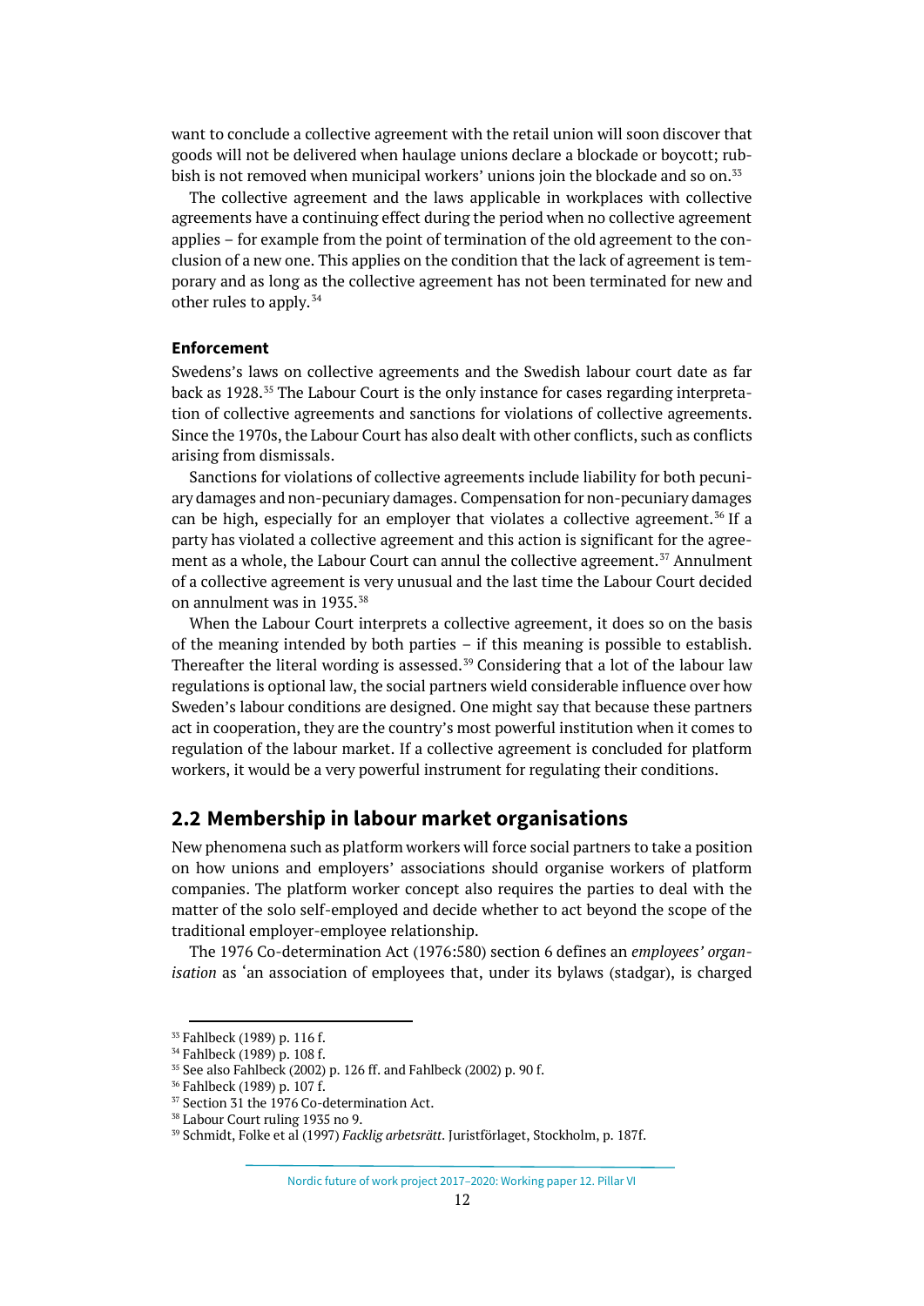want to conclude a collective agreement with the retail union will soon discover that goods will not be delivered when haulage unions declare a blockade or boycott; rubbish is not removed when municipal workers' unions join the blockade and so on.[33]

The collective agreement and the laws applicable in workplaces with collective agreements have a continuing effect during the period when no collective agreement applies – for example from the point of termination of the old agreement to the conclusion of a new one. This applies on the condition that the lack of agreement is temporary and as long as the collective agreement has not been terminated for new and other rules to apply.[34]

**Enforcement**

Swedens's laws on collective agreements and the Swedish labour court date as far back as 1928.[35] The Labour Court is the only instance for cases regarding interpretation of collective agreements and sanctions for violations of collective agreements. Since the 1970s, the Labour Court has also dealt with other conflicts, such as conflicts arising from dismissals.

Sanctions for violations of collective agreements include liability for both pecuniary damages and non-pecuniary damages. Compensation for non-pecuniary damages can be high, especially for an employer that violates a collective agreement.[36] If a party has violated a collective agreement and this action is significant for the agreement as a whole, the Labour Court can annul the collective agreement.[37] Annulment of a collective agreement is very unusual and the last time the Labour Court decided on annulment was in 1935.[38]

When the Labour Court interprets a collective agreement, it does so on the basis of the meaning intended by both parties – if this meaning is possible to establish. Thereafter the literal wording is assessed.[39] Considering that a lot of the labour law regulations is optional law, the social partners wield considerable influence over how Sweden's labour conditions are designed. One might say that because these partners act in cooperation, they are the country's most powerful institution when it comes to regulation of the labour market. If a collective agreement is concluded for platform workers, it would be a very powerful instrument for regulating their conditions.

## 2.2 Membership in labour market organisations

New phenomena such as platform workers will force social partners to take a position on how unions and employers' associations should organise workers of platform companies. The platform worker concept also requires the parties to deal with the matter of the solo self-employed and decide whether to act beyond the scope of the traditional employer-employee relationship.

The 1976 Co-determination Act (1976:580) section 6 defines an *employees' organisation* as 'an association of employees that, under its bylaws (stadgar), is charged

---

[33] Fahlbeck (1989) p. 116 f.
[34] Fahlbeck (1989) p. 108 f.
[35] See also Fahlbeck (2002) p. 126 ff. and Fahlbeck (2002) p. 90 f.
[36] Fahlbeck (1989) p. 107 f.
[37] Section 31 the 1976 Co-determination Act.
[38] Labour Court ruling 1935 no 9.
[39] Schmidt, Folke et al (1997) *Facklig arbetsrätt*. Juristförlaget, Stockholm, p. 187f.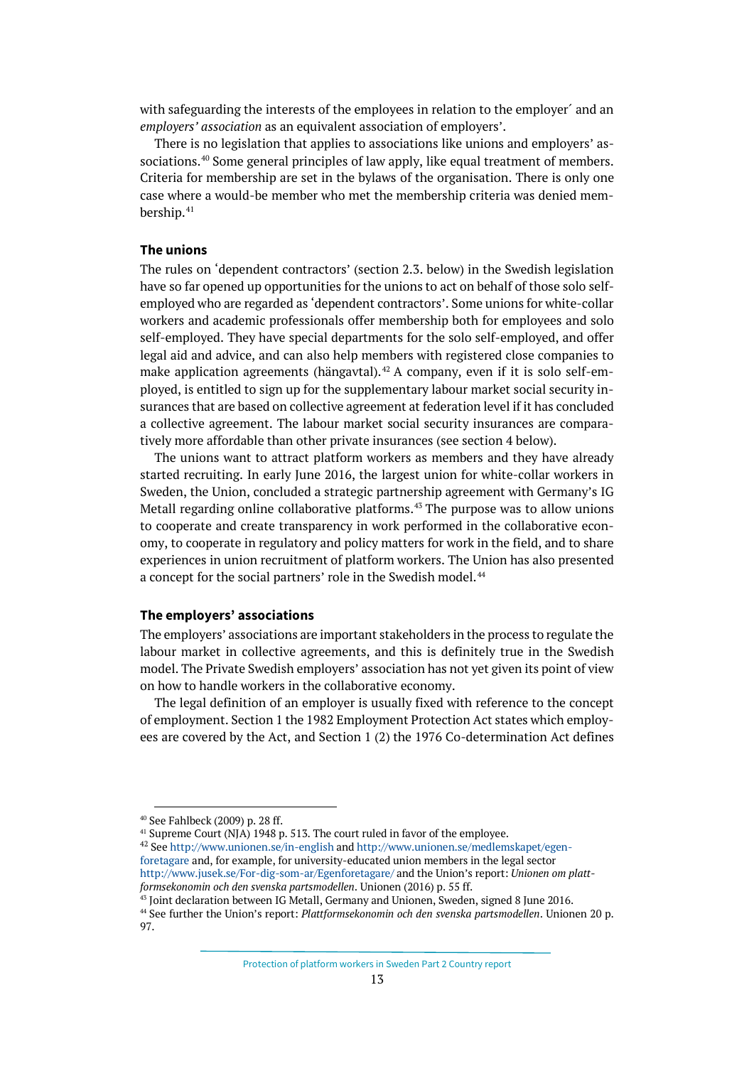with safeguarding the interests of the employees in relation to the employer´ and an *employers' association* as an equivalent association of employers'.

There is no legislation that applies to associations like unions and employers' associations.[40] Some general principles of law apply, like equal treatment of members. Criteria for membership are set in the bylaws of the organisation. There is only one case where a would-be member who met the membership criteria was denied membership.[41]

### The unions

The rules on 'dependent contractors' (section 2.3. below) in the Swedish legislation have so far opened up opportunities for the unions to act on behalf of those solo self-employed who are regarded as 'dependent contractors'. Some unions for white-collar workers and academic professionals offer membership both for employees and solo self-employed. They have special departments for the solo self-employed, and offer legal aid and advice, and can also help members with registered close companies to make application agreements (hängavtal).[42] A company, even if it is solo self-employed, is entitled to sign up for the supplementary labour market social security insurances that are based on collective agreement at federation level if it has concluded a collective agreement. The labour market social security insurances are comparatively more affordable than other private insurances (see section 4 below).

The unions want to attract platform workers as members and they have already started recruiting. In early June 2016, the largest union for white-collar workers in Sweden, the Union, concluded a strategic partnership agreement with Germany's IG Metall regarding online collaborative platforms.[43] The purpose was to allow unions to cooperate and create transparency in work performed in the collaborative economy, to cooperate in regulatory and policy matters for work in the field, and to share experiences in union recruitment of platform workers. The Union has also presented a concept for the social partners' role in the Swedish model.[44]

### The employers' associations

The employers' associations are important stakeholders in the process to regulate the labour market in collective agreements, and this is definitely true in the Swedish model. The Private Swedish employers' association has not yet given its point of view on how to handle workers in the collaborative economy.

The legal definition of an employer is usually fixed with reference to the concept of employment. Section 1 the 1982 Employment Protection Act states which employees are covered by the Act, and Section 1 (2) the 1976 Co-determination Act defines

---

[40] See Fahlbeck (2009) p. 28 ff.

[41] Supreme Court (NJA) 1948 p. 513. The court ruled in favor of the employee.

[42] See http://www.unionen.se/in-english and http://www.unionen.se/medlemskapet/egen-foretagare and, for example, for university-educated union members in the legal sector http://www.jusek.se/For-dig-som-ar/Egenforetagare/ and the Union's report: *Unionen om plattformsekonomin och den svenska partsmodellen*. Unionen (2016) p. 55 ff.

[43] Joint declaration between IG Metall, Germany and Unionen, Sweden, signed 8 June 2016.

[44] See further the Union's report: *Plattformsekonomin och den svenska partsmodellen*. Unionen 20 p. 97.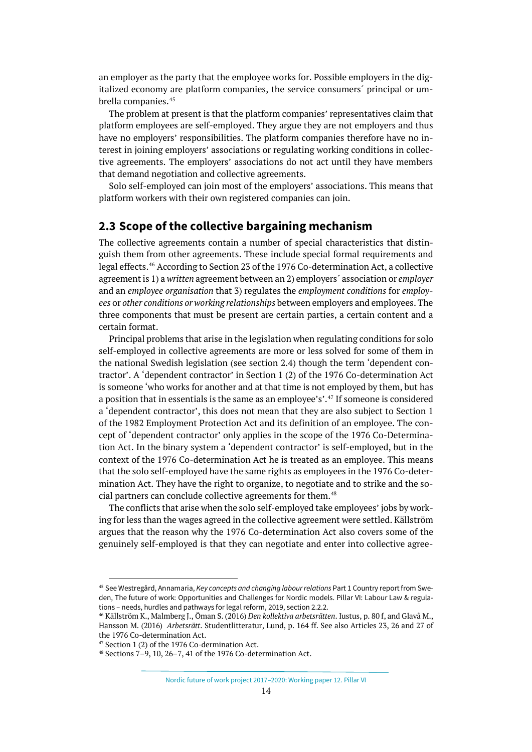an employer as the party that the employee works for. Possible employers in the digitalized economy are platform companies, the service consumers´ principal or umbrella companies.[45]

The problem at present is that the platform companies' representatives claim that platform employees are self-employed. They argue they are not employers and thus have no employers' responsibilities. The platform companies therefore have no interest in joining employers' associations or regulating working conditions in collective agreements. The employers' associations do not act until they have members that demand negotiation and collective agreements.

Solo self-employed can join most of the employers' associations. This means that platform workers with their own registered companies can join.

## 2.3 Scope of the collective bargaining mechanism

The collective agreements contain a number of special characteristics that distinguish them from other agreements. These include special formal requirements and legal effects.[46] According to Section 23 of the 1976 Co-determination Act, a collective agreement is 1) a *written* agreement between an 2) employers´ association or *employer* and an *employee organisation* that 3) regulates the *employment conditions* for *employees* or *other conditions or working relationships* between employers and employees. The three components that must be present are certain parties, a certain content and a certain format.

Principal problems that arise in the legislation when regulating conditions for solo self-employed in collective agreements are more or less solved for some of them in the national Swedish legislation (see section 2.4) though the term 'dependent contractor'. A 'dependent contractor' in Section 1 (2) of the 1976 Co-determination Act is someone 'who works for another and at that time is not employed by them, but has a position that in essentials is the same as an employee's'.[47] If someone is considered a 'dependent contractor', this does not mean that they are also subject to Section 1 of the 1982 Employment Protection Act and its definition of an employee. The concept of 'dependent contractor' only applies in the scope of the 1976 Co-Determination Act. In the binary system a 'dependent contractor' is self-employed, but in the context of the 1976 Co-determination Act he is treated as an employee. This means that the solo self-employed have the same rights as employees in the 1976 Co-determination Act. They have the right to organize, to negotiate and to strike and the social partners can conclude collective agreements for them.[48]

The conflicts that arise when the solo self-employed take employees' jobs by working for less than the wages agreed in the collective agreement were settled. Källström argues that the reason why the 1976 Co-determination Act also covers some of the genuinely self-employed is that they can negotiate and enter into collective agree-

[45] See Westregård, Annamaria, *Key concepts and changing labour relations* Part 1 Country report from Sweden, The future of work: Opportunities and Challenges for Nordic models. Pillar VI: Labour Law & regulations – needs, hurdles and pathways for legal reform, 2019, section 2.2.2.

[46] Källström K., Malmberg J., Öman S. (2016) *Den kollektiva arbetsrätten*. Iustus, p. 80 f, and Glavå M., Hansson M. (2016) *Arbetsrätt*. Studentlitteratur, Lund, p. 164 ff. See also Articles 23, 26 and 27 of the 1976 Co-determination Act.

[47] Section 1 (2) of the 1976 Co-dermination Act.

[48] Sections 7–9, 10, 26–7, 41 of the 1976 Co-determination Act.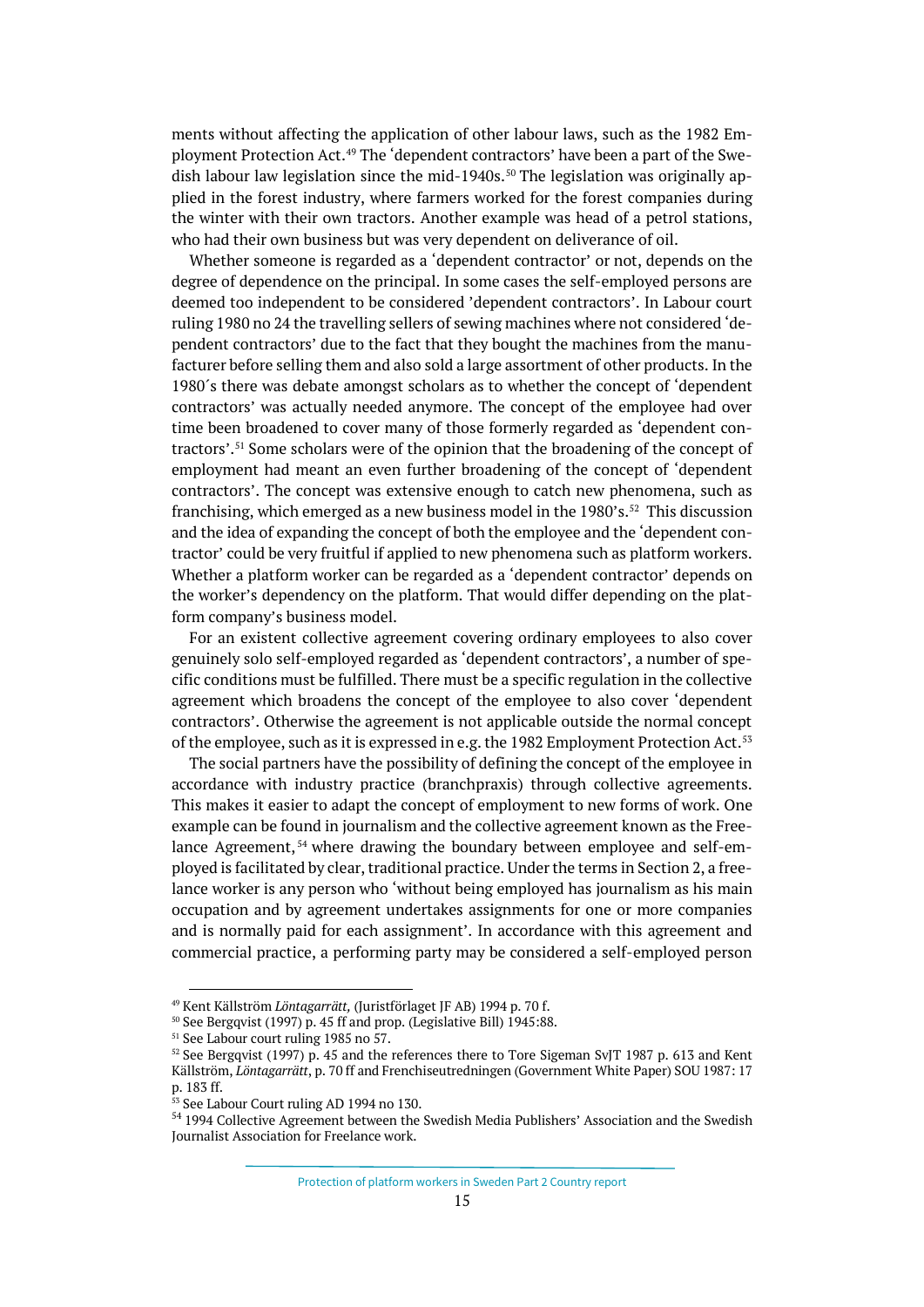ments without affecting the application of other labour laws, such as the 1982 Employment Protection Act.[49] The 'dependent contractors' have been a part of the Swedish labour law legislation since the mid-1940s.[50] The legislation was originally applied in the forest industry, where farmers worked for the forest companies during the winter with their own tractors. Another example was head of a petrol stations, who had their own business but was very dependent on deliverance of oil.

Whether someone is regarded as a 'dependent contractor' or not, depends on the degree of dependence on the principal. In some cases the self-employed persons are deemed too independent to be considered 'dependent contractors'. In Labour court ruling 1980 no 24 the travelling sellers of sewing machines where not considered 'dependent contractors' due to the fact that they bought the machines from the manufacturer before selling them and also sold a large assortment of other products. In the 1980´s there was debate amongst scholars as to whether the concept of 'dependent contractors' was actually needed anymore. The concept of the employee had over time been broadened to cover many of those formerly regarded as 'dependent contractors'.[51] Some scholars were of the opinion that the broadening of the concept of employment had meant an even further broadening of the concept of 'dependent contractors'. The concept was extensive enough to catch new phenomena, such as franchising, which emerged as a new business model in the 1980's.[52] This discussion and the idea of expanding the concept of both the employee and the 'dependent contractor' could be very fruitful if applied to new phenomena such as platform workers. Whether a platform worker can be regarded as a 'dependent contractor' depends on the worker's dependency on the platform. That would differ depending on the platform company's business model.

For an existent collective agreement covering ordinary employees to also cover genuinely solo self-employed regarded as 'dependent contractors', a number of specific conditions must be fulfilled. There must be a specific regulation in the collective agreement which broadens the concept of the employee to also cover 'dependent contractors'. Otherwise the agreement is not applicable outside the normal concept of the employee, such as it is expressed in e.g. the 1982 Employment Protection Act.[53]

The social partners have the possibility of defining the concept of the employee in accordance with industry practice (branchpraxis) through collective agreements. This makes it easier to adapt the concept of employment to new forms of work. One example can be found in journalism and the collective agreement known as the Freelance Agreement,[54] where drawing the boundary between employee and self-employed is facilitated by clear, traditional practice. Under the terms in Section 2, a freelance worker is any person who 'without being employed has journalism as his main occupation and by agreement undertakes assignments for one or more companies and is normally paid for each assignment'. In accordance with this agreement and commercial practice, a performing party may be considered a self-employed person

---

[49] Kent Källström *Löntagarrätt,* (Juristförlaget JF AB) 1994 p. 70 f.

[50] See Bergqvist (1997) p. 45 ff and prop. (Legislative Bill) 1945:88.

[51] See Labour court ruling 1985 no 57.

[52] See Bergqvist (1997) p. 45 and the references there to Tore Sigeman SvJT 1987 p. 613 and Kent Källström, *Löntagarrätt*, p. 70 ff and Frenchiseutredningen (Government White Paper) SOU 1987: 17 p. 183 ff.

[53] See Labour Court ruling AD 1994 no 130.

[54] 1994 Collective Agreement between the Swedish Media Publishers' Association and the Swedish Journalist Association for Freelance work.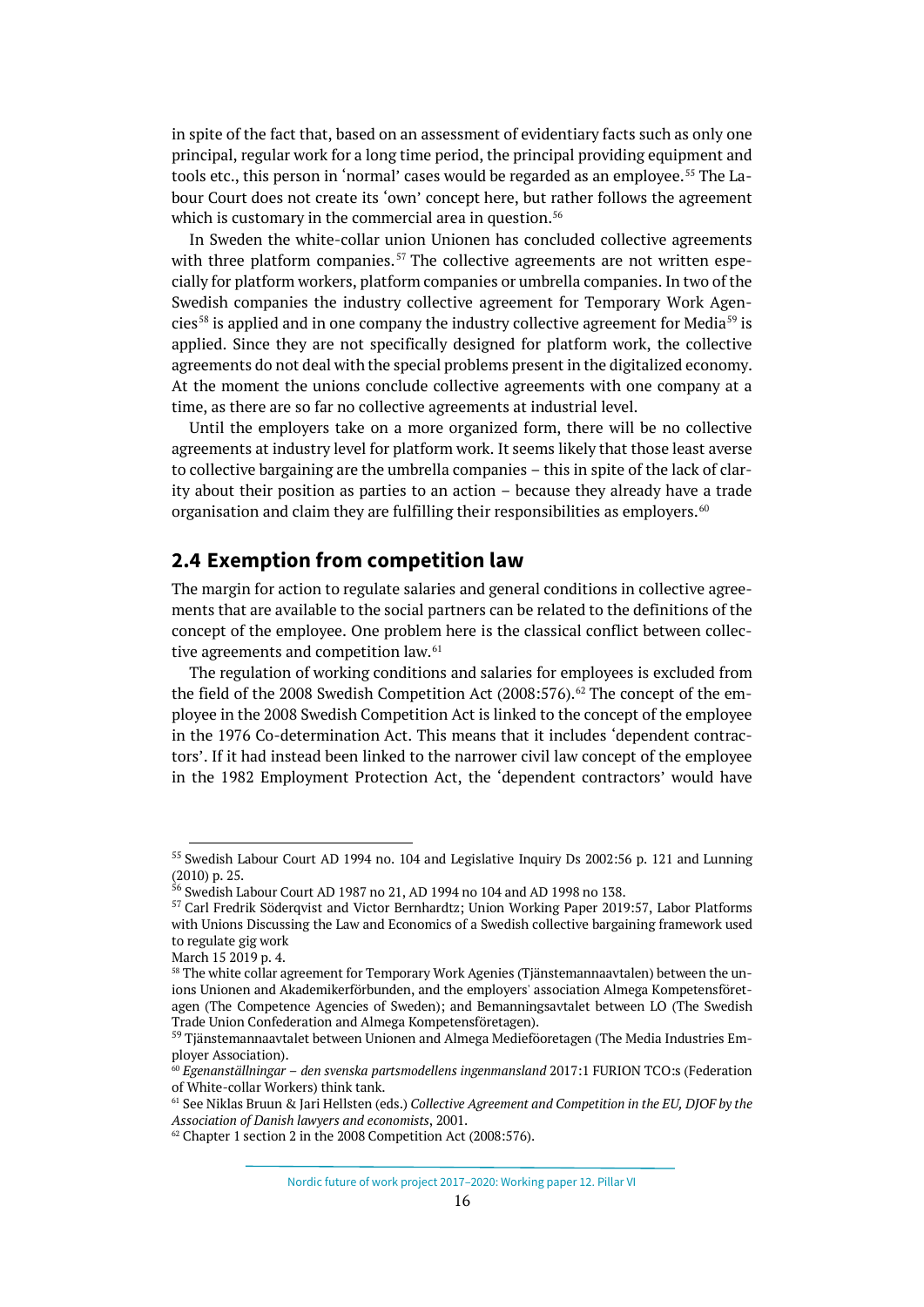in spite of the fact that, based on an assessment of evidentiary facts such as only one principal, regular work for a long time period, the principal providing equipment and tools etc., this person in 'normal' cases would be regarded as an employee.[55] The Labour Court does not create its 'own' concept here, but rather follows the agreement which is customary in the commercial area in question.[56]

In Sweden the white-collar union Unionen has concluded collective agreements with three platform companies.[57] The collective agreements are not written especially for platform workers, platform companies or umbrella companies. In two of the Swedish companies the industry collective agreement for Temporary Work Agencies[58] is applied and in one company the industry collective agreement for Media[59] is applied. Since they are not specifically designed for platform work, the collective agreements do not deal with the special problems present in the digitalized economy. At the moment the unions conclude collective agreements with one company at a time, as there are so far no collective agreements at industrial level.

Until the employers take on a more organized form, there will be no collective agreements at industry level for platform work. It seems likely that those least averse to collective bargaining are the umbrella companies – this in spite of the lack of clarity about their position as parties to an action – because they already have a trade organisation and claim they are fulfilling their responsibilities as employers.[60]

## 2.4 Exemption from competition law

The margin for action to regulate salaries and general conditions in collective agreements that are available to the social partners can be related to the definitions of the concept of the employee. One problem here is the classical conflict between collective agreements and competition law.[61]

The regulation of working conditions and salaries for employees is excluded from the field of the 2008 Swedish Competition Act (2008:576).[62] The concept of the employee in the 2008 Swedish Competition Act is linked to the concept of the employee in the 1976 Co-determination Act. This means that it includes 'dependent contractors'. If it had instead been linked to the narrower civil law concept of the employee in the 1982 Employment Protection Act, the 'dependent contractors' would have

---

[55] Swedish Labour Court AD 1994 no. 104 and Legislative Inquiry Ds 2002:56 p. 121 and Lunning (2010) p. 25.

[56] Swedish Labour Court AD 1987 no 21, AD 1994 no 104 and AD 1998 no 138.

[57] Carl Fredrik Söderqvist and Victor Bernhardtz; Union Working Paper 2019:57, Labor Platforms with Unions Discussing the Law and Economics of a Swedish collective bargaining framework used to regulate gig work
March 15 2019 p. 4.

[58] The white collar agreement for Temporary Work Agenies (Tjänstemannaavtalen) between the unions Unionen and Akademikerförbunden, and the employers' association Almega Kompetensföretagen (The Competence Agencies of Sweden); and Bemanningsavtalet between LO (The Swedish Trade Union Confederation and Almega Kompetensföretagen).

[59] Tjänstemannaavtalet between Unionen and Almega Medieföoretagen (The Media Industries Employer Association).

[60] *Egenanställningar – den svenska partsmodellens ingenmansland* 2017:1 FURION TCO:s (Federation of White-collar Workers) think tank.

[61] See Niklas Bruun & Jari Hellsten (eds.) *Collective Agreement and Competition in the EU, DJOF by the Association of Danish lawyers and economists*, 2001.

[62] Chapter 1 section 2 in the 2008 Competition Act (2008:576).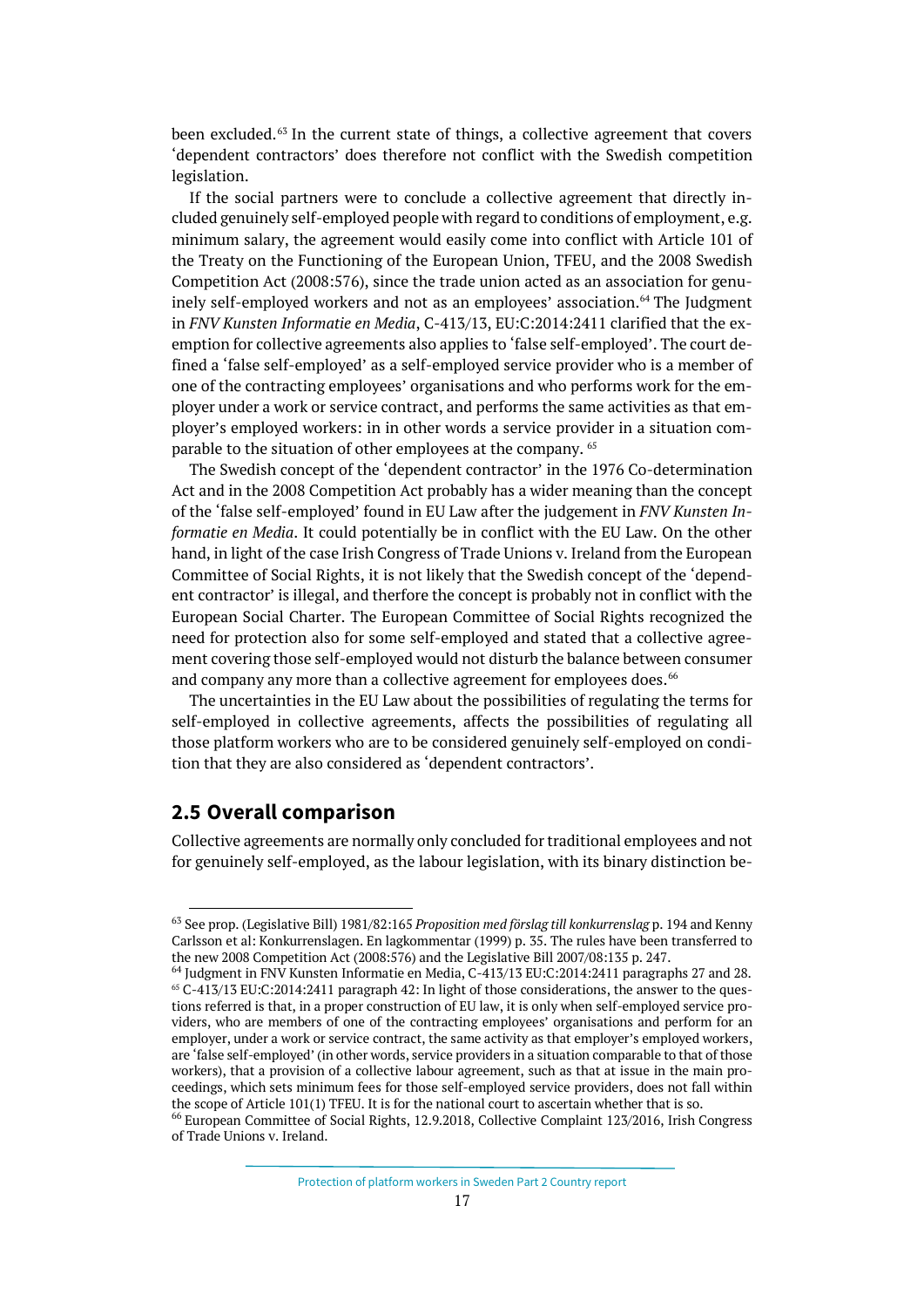been excluded.[63] In the current state of things, a collective agreement that covers 'dependent contractors' does therefore not conflict with the Swedish competition legislation.

If the social partners were to conclude a collective agreement that directly included genuinely self-employed people with regard to conditions of employment, e.g. minimum salary, the agreement would easily come into conflict with Article 101 of the Treaty on the Functioning of the European Union, TFEU, and the 2008 Swedish Competition Act (2008:576), since the trade union acted as an association for genuinely self-employed workers and not as an employees' association.[64] The Judgment in *FNV Kunsten Informatie en Media*, C-413/13, EU:C:2014:2411 clarified that the exemption for collective agreements also applies to 'false self-employed'. The court defined a 'false self-employed' as a self-employed service provider who is a member of one of the contracting employees' organisations and who performs work for the employer under a work or service contract, and performs the same activities as that employer's employed workers: in in other words a service provider in a situation comparable to the situation of other employees at the company. [65]

The Swedish concept of the 'dependent contractor' in the 1976 Co-determination Act and in the 2008 Competition Act probably has a wider meaning than the concept of the 'false self-employed' found in EU Law after the judgement in *FNV Kunsten Informatie en Media*. It could potentially be in conflict with the EU Law. On the other hand, in light of the case Irish Congress of Trade Unions v. Ireland from the European Committee of Social Rights, it is not likely that the Swedish concept of the 'dependent contractor' is illegal, and therfore the concept is probably not in conflict with the European Social Charter. The European Committee of Social Rights recognized the need for protection also for some self-employed and stated that a collective agreement covering those self-employed would not disturb the balance between consumer and company any more than a collective agreement for employees does.[66]

The uncertainties in the EU Law about the possibilities of regulating the terms for self-employed in collective agreements, affects the possibilities of regulating all those platform workers who are to be considered genuinely self-employed on condition that they are also considered as 'dependent contractors'.

## 2.5 Overall comparison

Collective agreements are normally only concluded for traditional employees and not for genuinely self-employed, as the labour legislation, with its binary distinction be-

---

[63] See prop. (Legislative Bill) 1981/82:165 *Proposition med förslag till konkurrenslag* p. 194 and Kenny Carlsson et al: Konkurrenslagen. En lagkommentar (1999) p. 35. The rules have been transferred to the new 2008 Competition Act (2008:576) and the Legislative Bill 2007/08:135 p. 247.

[64] Judgment in FNV Kunsten Informatie en Media, C-413/13 EU:C:2014:2411 paragraphs 27 and 28.

[65] C-413/13 EU:C:2014:2411 paragraph 42: In light of those considerations, the answer to the questions referred is that, in a proper construction of EU law, it is only when self-employed service providers, who are members of one of the contracting employees' organisations and perform for an employer, under a work or service contract, the same activity as that employer's employed workers, are 'false self-employed' (in other words, service providers in a situation comparable to that of those workers), that a provision of a collective labour agreement, such as that at issue in the main proceedings, which sets minimum fees for those self-employed service providers, does not fall within the scope of Article 101(1) TFEU. It is for the national court to ascertain whether that is so.

[66] European Committee of Social Rights, 12.9.2018, Collective Complaint 123/2016, Irish Congress of Trade Unions v. Ireland.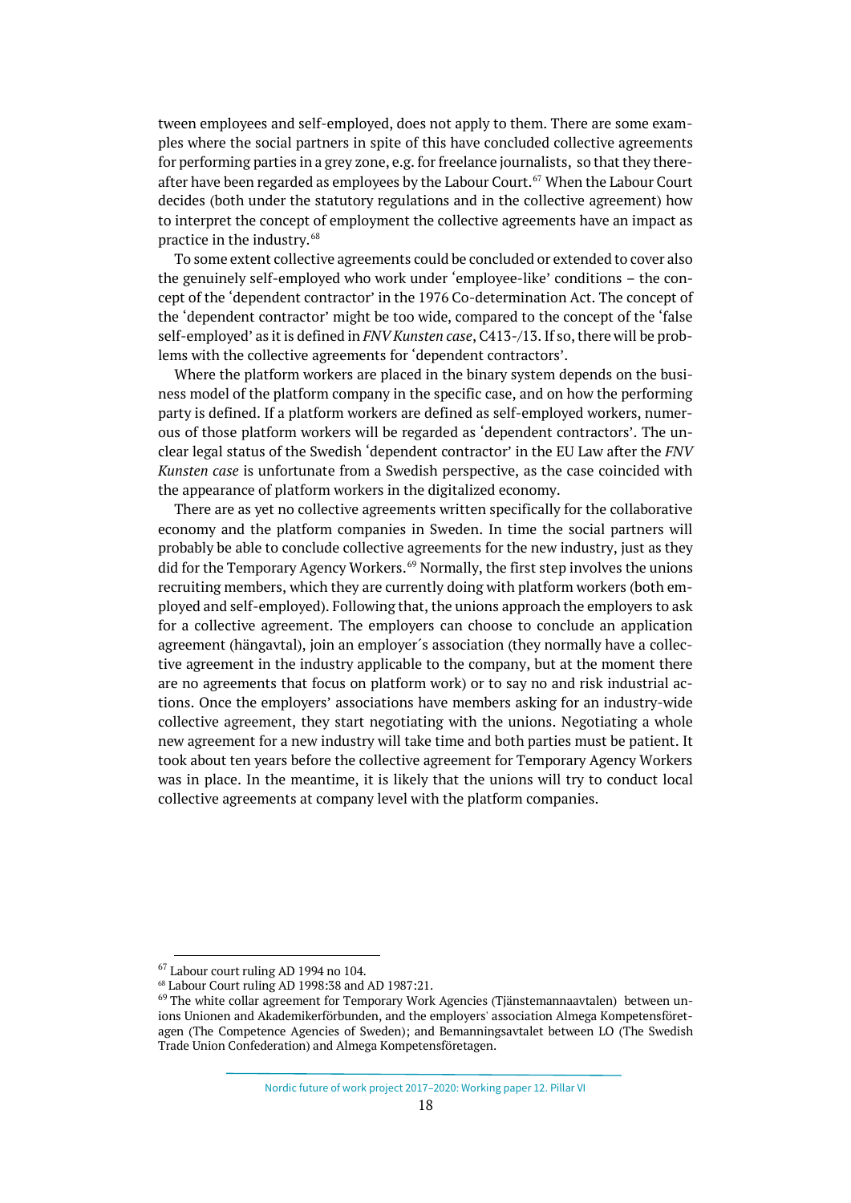tween employees and self-employed, does not apply to them. There are some examples where the social partners in spite of this have concluded collective agreements for performing parties in a grey zone, e.g. for freelance journalists, so that they thereafter have been regarded as employees by the Labour Court.[67] When the Labour Court decides (both under the statutory regulations and in the collective agreement) how to interpret the concept of employment the collective agreements have an impact as practice in the industry.[68]

To some extent collective agreements could be concluded or extended to cover also the genuinely self-employed who work under 'employee-like' conditions – the concept of the 'dependent contractor' in the 1976 Co-determination Act. The concept of the 'dependent contractor' might be too wide, compared to the concept of the 'false self-employed' as it is defined in *FNV Kunsten case*, C413-/13. If so, there will be problems with the collective agreements for 'dependent contractors'.

Where the platform workers are placed in the binary system depends on the business model of the platform company in the specific case, and on how the performing party is defined. If a platform workers are defined as self-employed workers, numerous of those platform workers will be regarded as 'dependent contractors'. The unclear legal status of the Swedish 'dependent contractor' in the EU Law after the *FNV Kunsten case* is unfortunate from a Swedish perspective, as the case coincided with the appearance of platform workers in the digitalized economy.

There are as yet no collective agreements written specifically for the collaborative economy and the platform companies in Sweden. In time the social partners will probably be able to conclude collective agreements for the new industry, just as they did for the Temporary Agency Workers.[69] Normally, the first step involves the unions recruiting members, which they are currently doing with platform workers (both employed and self-employed). Following that, the unions approach the employers to ask for a collective agreement. The employers can choose to conclude an application agreement (hängavtal), join an employer´s association (they normally have a collective agreement in the industry applicable to the company, but at the moment there are no agreements that focus on platform work) or to say no and risk industrial actions. Once the employers' associations have members asking for an industry-wide collective agreement, they start negotiating with the unions. Negotiating a whole new agreement for a new industry will take time and both parties must be patient. It took about ten years before the collective agreement for Temporary Agency Workers was in place. In the meantime, it is likely that the unions will try to conduct local collective agreements at company level with the platform companies.

---

[67] Labour court ruling AD 1994 no 104.

[68] Labour Court ruling AD 1998:38 and AD 1987:21.

[69] The white collar agreement for Temporary Work Agencies (Tjänstemannaavtalen) between unions Unionen and Akademikerförbunden, and the employers' association Almega Kompetensföretagen (The Competence Agencies of Sweden); and Bemanningsavtalet between LO (The Swedish Trade Union Confederation) and Almega Kompetensföretagen.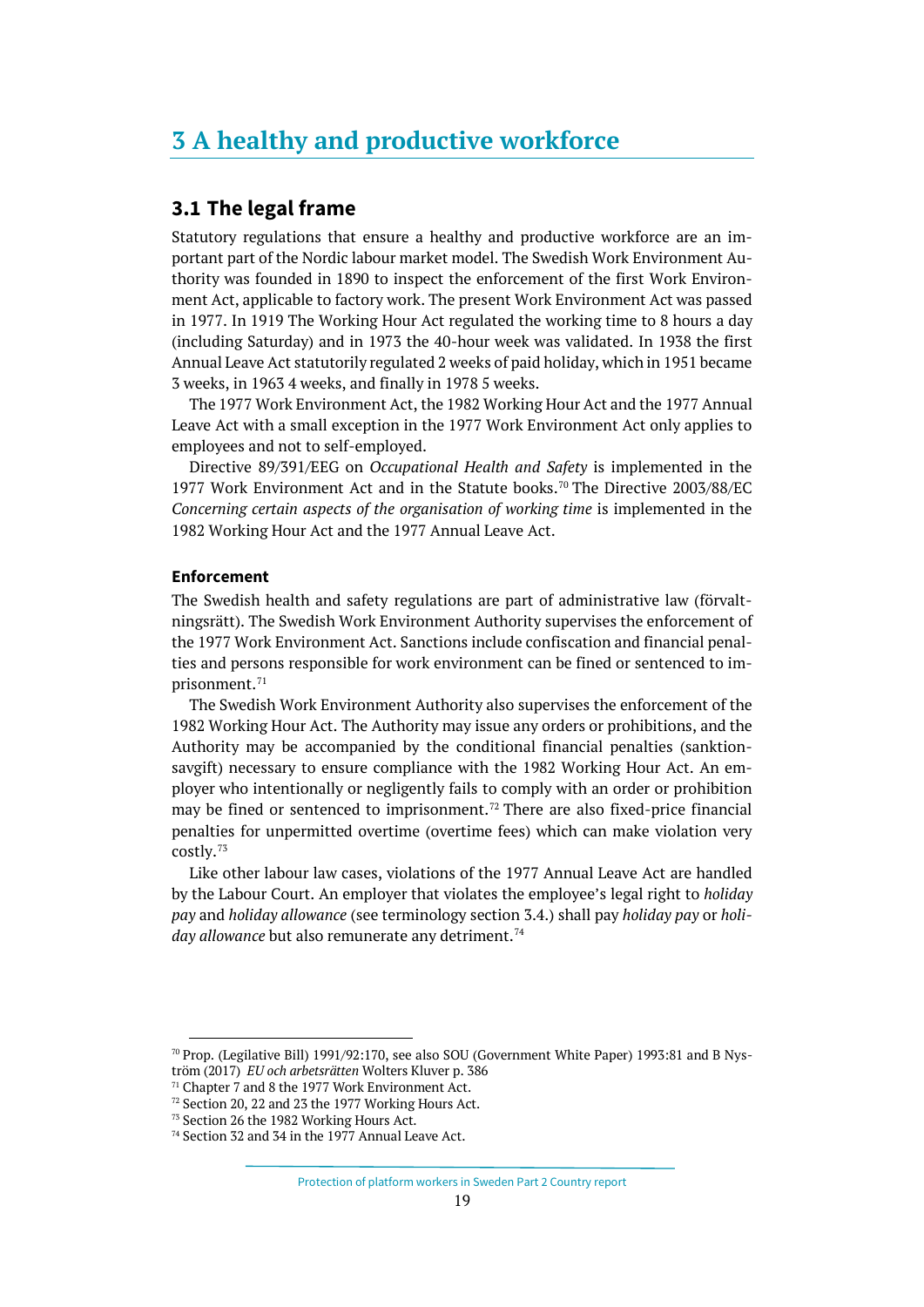# 3 A healthy and productive workforce

## 3.1 The legal frame

Statutory regulations that ensure a healthy and productive workforce are an important part of the Nordic labour market model. The Swedish Work Environment Authority was founded in 1890 to inspect the enforcement of the first Work Environment Act, applicable to factory work. The present Work Environment Act was passed in 1977. In 1919 The Working Hour Act regulated the working time to 8 hours a day (including Saturday) and in 1973 the 40-hour week was validated. In 1938 the first Annual Leave Act statutorily regulated 2 weeks of paid holiday, which in 1951 became 3 weeks, in 1963 4 weeks, and finally in 1978 5 weeks.

The 1977 Work Environment Act, the 1982 Working Hour Act and the 1977 Annual Leave Act with a small exception in the 1977 Work Environment Act only applies to employees and not to self-employed.

Directive 89/391/EEG on *Occupational Health and Safety* is implemented in the 1977 Work Environment Act and in the Statute books.[70] The Directive 2003/88/EC *Concerning certain aspects of the organisation of working time* is implemented in the 1982 Working Hour Act and the 1977 Annual Leave Act.

### Enforcement

The Swedish health and safety regulations are part of administrative law (förvaltningsrätt). The Swedish Work Environment Authority supervises the enforcement of the 1977 Work Environment Act. Sanctions include confiscation and financial penalties and persons responsible for work environment can be fined or sentenced to imprisonment.[71]

The Swedish Work Environment Authority also supervises the enforcement of the 1982 Working Hour Act. The Authority may issue any orders or prohibitions, and the Authority may be accompanied by the conditional financial penalties (sanktionsavgift) necessary to ensure compliance with the 1982 Working Hour Act. An employer who intentionally or negligently fails to comply with an order or prohibition may be fined or sentenced to imprisonment.[72] There are also fixed-price financial penalties for unpermitted overtime (overtime fees) which can make violation very costly.[73]

Like other labour law cases, violations of the 1977 Annual Leave Act are handled by the Labour Court. An employer that violates the employee's legal right to *holiday pay* and *holiday allowance* (see terminology section 3.4.) shall pay *holiday pay* or *holiday allowance* but also remunerate any detriment.[74]

---

[70] Prop. (Legilative Bill) 1991/92:170, see also SOU (Government White Paper) 1993:81 and B Nyström (2017) *EU och arbetsrätten* Wolters Kluver p. 386

[71] Chapter 7 and 8 the 1977 Work Environment Act.

[72] Section 20, 22 and 23 the 1977 Working Hours Act.

[73] Section 26 the 1982 Working Hours Act.

[74] Section 32 and 34 in the 1977 Annual Leave Act.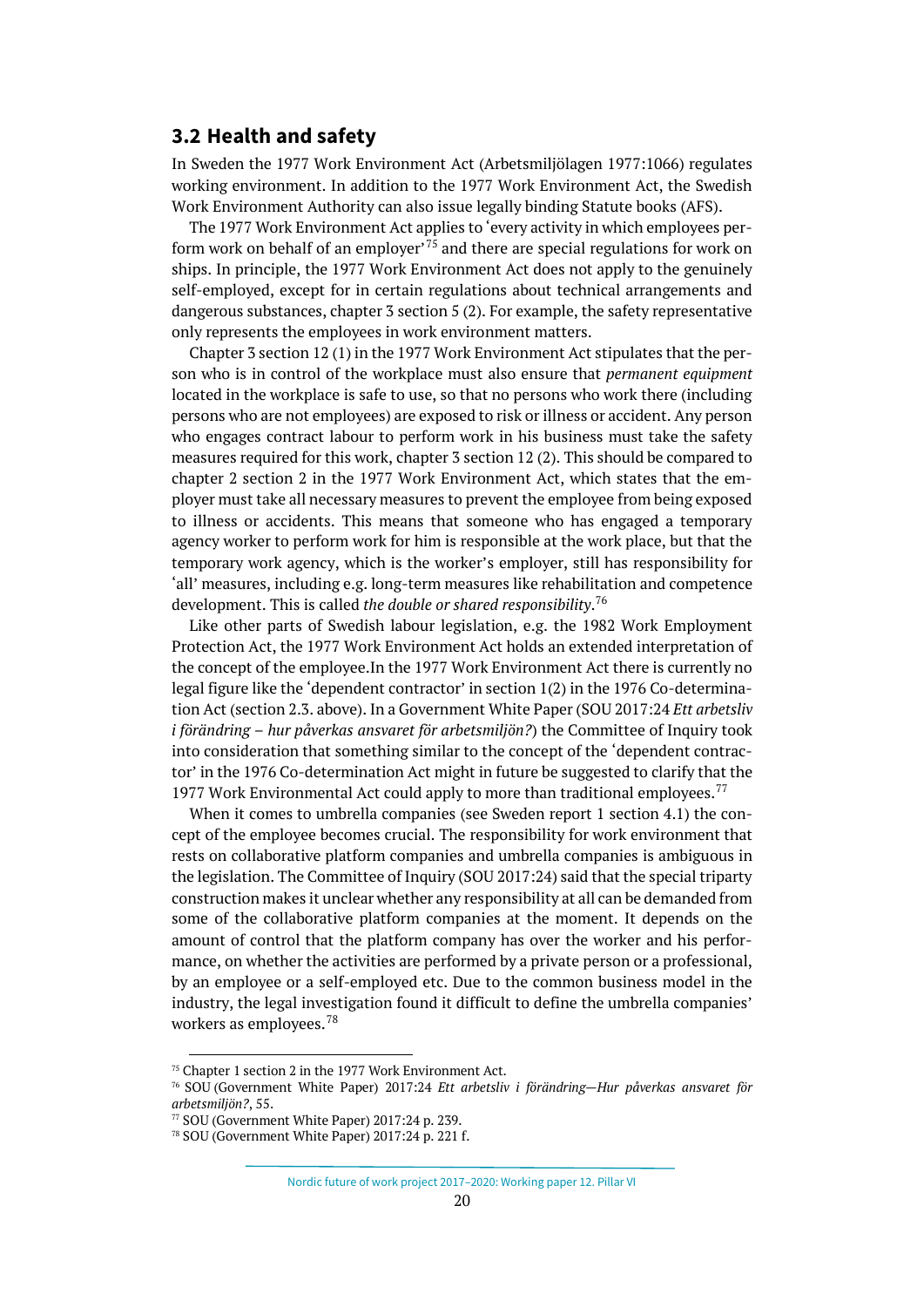## 3.2 Health and safety

In Sweden the 1977 Work Environment Act (Arbetsmiljölagen 1977:1066) regulates working environment. In addition to the 1977 Work Environment Act, the Swedish Work Environment Authority can also issue legally binding Statute books (AFS).

The 1977 Work Environment Act applies to 'every activity in which employees perform work on behalf of an employer'[75] and there are special regulations for work on ships. In principle, the 1977 Work Environment Act does not apply to the genuinely self-employed, except for in certain regulations about technical arrangements and dangerous substances, chapter 3 section 5 (2). For example, the safety representative only represents the employees in work environment matters.

Chapter 3 section 12 (1) in the 1977 Work Environment Act stipulates that the person who is in control of the workplace must also ensure that *permanent equipment* located in the workplace is safe to use, so that no persons who work there (including persons who are not employees) are exposed to risk or illness or accident. Any person who engages contract labour to perform work in his business must take the safety measures required for this work, chapter 3 section 12 (2). This should be compared to chapter 2 section 2 in the 1977 Work Environment Act, which states that the employer must take all necessary measures to prevent the employee from being exposed to illness or accidents. This means that someone who has engaged a temporary agency worker to perform work for him is responsible at the work place, but that the temporary work agency, which is the worker's employer, still has responsibility for 'all' measures, including e.g. long-term measures like rehabilitation and competence development. This is called *the double or shared responsibility*.[76]

Like other parts of Swedish labour legislation, e.g. the 1982 Work Employment Protection Act, the 1977 Work Environment Act holds an extended interpretation of the concept of the employee.In the 1977 Work Environment Act there is currently no legal figure like the 'dependent contractor' in section 1(2) in the 1976 Co-determination Act (section 2.3. above). In a Government White Paper (SOU 2017:24 *Ett arbetsliv i förändring – hur påverkas ansvaret för arbetsmiljön?*) the Committee of Inquiry took into consideration that something similar to the concept of the 'dependent contractor' in the 1976 Co-determination Act might in future be suggested to clarify that the 1977 Work Environmental Act could apply to more than traditional employees.[77]

When it comes to umbrella companies (see Sweden report 1 section 4.1) the concept of the employee becomes crucial. The responsibility for work environment that rests on collaborative platform companies and umbrella companies is ambiguous in the legislation. The Committee of Inquiry (SOU 2017:24) said that the special triparty construction makes it unclear whether any responsibility at all can be demanded from some of the collaborative platform companies at the moment. It depends on the amount of control that the platform company has over the worker and his performance, on whether the activities are performed by a private person or a professional, by an employee or a self-employed etc. Due to the common business model in the industry, the legal investigation found it difficult to define the umbrella companies' workers as employees.[78]

[75] Chapter 1 section 2 in the 1977 Work Environment Act.

[76] SOU (Government White Paper) 2017:24 *Ett arbetsliv i förändring—Hur påverkas ansvaret för arbetsmiljön?*, 55.

[77] SOU (Government White Paper) 2017:24 p. 239.

[78] SOU (Government White Paper) 2017:24 p. 221 f.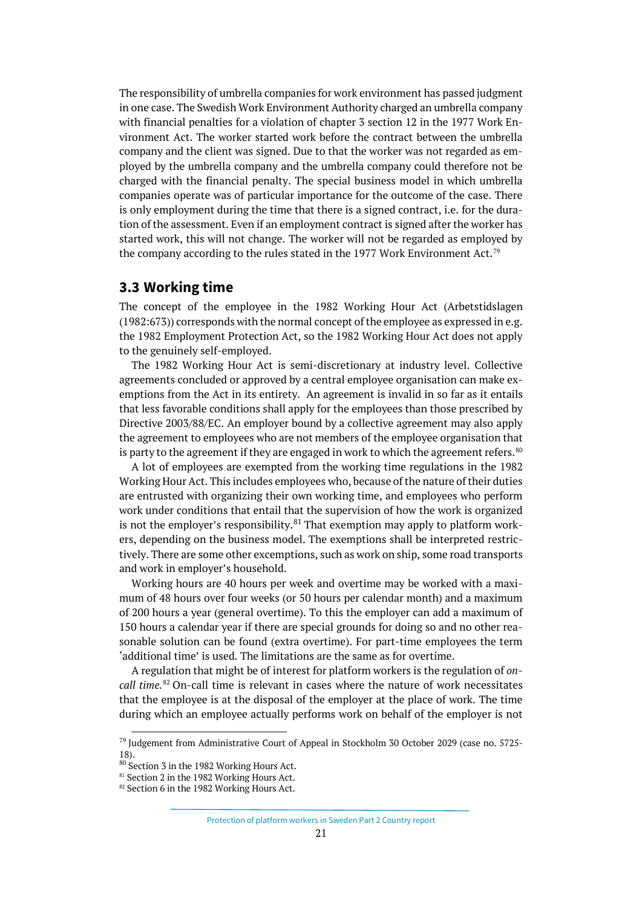The responsibility of umbrella companies for work environment has passed judgment in one case. The Swedish Work Environment Authority charged an umbrella company with financial penalties for a violation of chapter 3 section 12 in the 1977 Work Environment Act. The worker started work before the contract between the umbrella company and the client was signed. Due to that the worker was not regarded as employed by the umbrella company and the umbrella company could therefore not be charged with the financial penalty. The special business model in which umbrella companies operate was of particular importance for the outcome of the case. There is only employment during the time that there is a signed contract, i.e. for the duration of the assessment. Even if an employment contract is signed after the worker has started work, this will not change. The worker will not be regarded as employed by the company according to the rules stated in the 1977 Work Environment Act.[79]

## 3.3 Working time

The concept of the employee in the 1982 Working Hour Act (Arbetstidslagen (1982:673)) corresponds with the normal concept of the employee as expressed in e.g. the 1982 Employment Protection Act, so the 1982 Working Hour Act does not apply to the genuinely self-employed.

The 1982 Working Hour Act is semi-discretionary at industry level. Collective agreements concluded or approved by a central employee organisation can make exemptions from the Act in its entirety. An agreement is invalid in so far as it entails that less favorable conditions shall apply for the employees than those prescribed by Directive 2003/88/EC. An employer bound by a collective agreement may also apply the agreement to employees who are not members of the employee organisation that is party to the agreement if they are engaged in work to which the agreement refers.[80]

A lot of employees are exempted from the working time regulations in the 1982 Working Hour Act. This includes employees who, because of the nature of their duties are entrusted with organizing their own working time, and employees who perform work under conditions that entail that the supervision of how the work is organized is not the employer's responsibility.[81] That exemption may apply to platform workers, depending on the business model. The exemptions shall be interpreted restrictively. There are some other exceptions, such as work on ship, some road transports and work in employer's household.

Working hours are 40 hours per week and overtime may be worked with a maximum of 48 hours over four weeks (or 50 hours per calendar month) and a maximum of 200 hours a year (general overtime). To this the employer can add a maximum of 150 hours a calendar year if there are special grounds for doing so and no other reasonable solution can be found (extra overtime). For part-time employees the term 'additional time' is used. The limitations are the same as for overtime.

A regulation that might be of interest for platform workers is the regulation of *on-call time*.[82] On-call time is relevant in cases where the nature of work necessitates that the employee is at the disposal of the employer at the place of work. The time during which an employee actually performs work on behalf of the employer is not

---

[79] Judgement from Administrative Court of Appeal in Stockholm 30 October 2029 (case no. 5725-18).

[80] Section 3 in the 1982 Working Hours Act.

[81] Section 2 in the 1982 Working Hours Act.

[82] Section 6 in the 1982 Working Hours Act.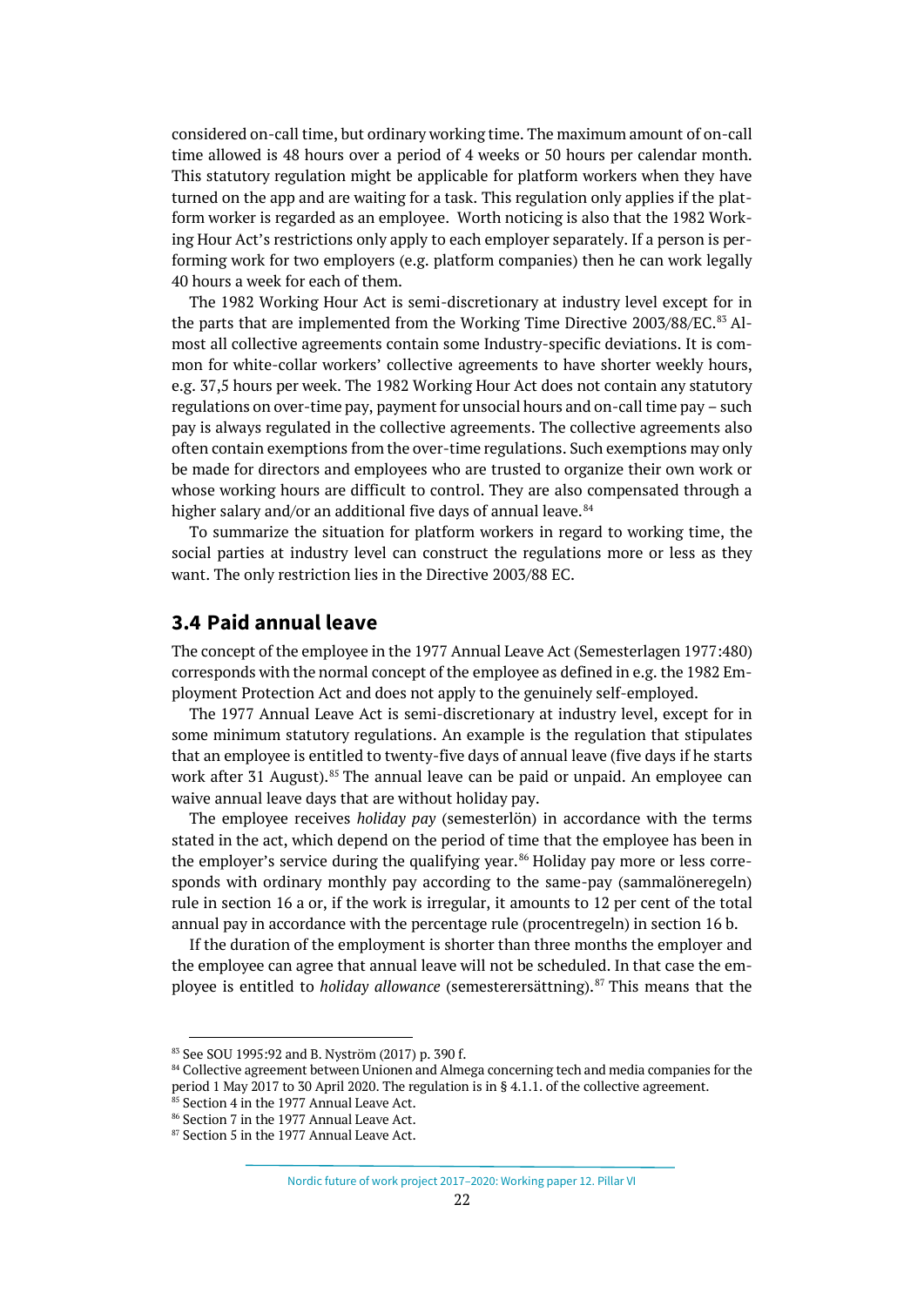considered on-call time, but ordinary working time. The maximum amount of on-call time allowed is 48 hours over a period of 4 weeks or 50 hours per calendar month. This statutory regulation might be applicable for platform workers when they have turned on the app and are waiting for a task. This regulation only applies if the platform worker is regarded as an employee. Worth noticing is also that the 1982 Working Hour Act's restrictions only apply to each employer separately. If a person is performing work for two employers (e.g. platform companies) then he can work legally 40 hours a week for each of them.

The 1982 Working Hour Act is semi-discretionary at industry level except for in the parts that are implemented from the Working Time Directive 2003/88/EC.[83] Almost all collective agreements contain some Industry-specific deviations. It is common for white-collar workers' collective agreements to have shorter weekly hours, e.g. 37,5 hours per week. The 1982 Working Hour Act does not contain any statutory regulations on over-time pay, payment for unsocial hours and on-call time pay – such pay is always regulated in the collective agreements. The collective agreements also often contain exemptions from the over-time regulations. Such exemptions may only be made for directors and employees who are trusted to organize their own work or whose working hours are difficult to control. They are also compensated through a higher salary and/or an additional five days of annual leave.[84]

To summarize the situation for platform workers in regard to working time, the social parties at industry level can construct the regulations more or less as they want. The only restriction lies in the Directive 2003/88 EC.

## 3.4 Paid annual leave

The concept of the employee in the 1977 Annual Leave Act (Semesterlagen 1977:480) corresponds with the normal concept of the employee as defined in e.g. the 1982 Employment Protection Act and does not apply to the genuinely self-employed.

The 1977 Annual Leave Act is semi-discretionary at industry level, except for in some minimum statutory regulations. An example is the regulation that stipulates that an employee is entitled to twenty-five days of annual leave (five days if he starts work after 31 August).[85] The annual leave can be paid or unpaid. An employee can waive annual leave days that are without holiday pay.

The employee receives *holiday pay* (semesterlön) in accordance with the terms stated in the act, which depend on the period of time that the employee has been in the employer's service during the qualifying year.[86] Holiday pay more or less corresponds with ordinary monthly pay according to the same-pay (sammalöneregeln) rule in section 16 a or, if the work is irregular, it amounts to 12 per cent of the total annual pay in accordance with the percentage rule (procentregeln) in section 16 b.

If the duration of the employment is shorter than three months the employer and the employee can agree that annual leave will not be scheduled. In that case the employee is entitled to *holiday allowance* (semesterersättning).[87] This means that the

---

[83] See SOU 1995:92 and B. Nyström (2017) p. 390 f.

[84] Collective agreement between Unionen and Almega concerning tech and media companies for the period 1 May 2017 to 30 April 2020. The regulation is in § 4.1.1. of the collective agreement.

[85] Section 4 in the 1977 Annual Leave Act.

[86] Section 7 in the 1977 Annual Leave Act.

[87] Section 5 in the 1977 Annual Leave Act.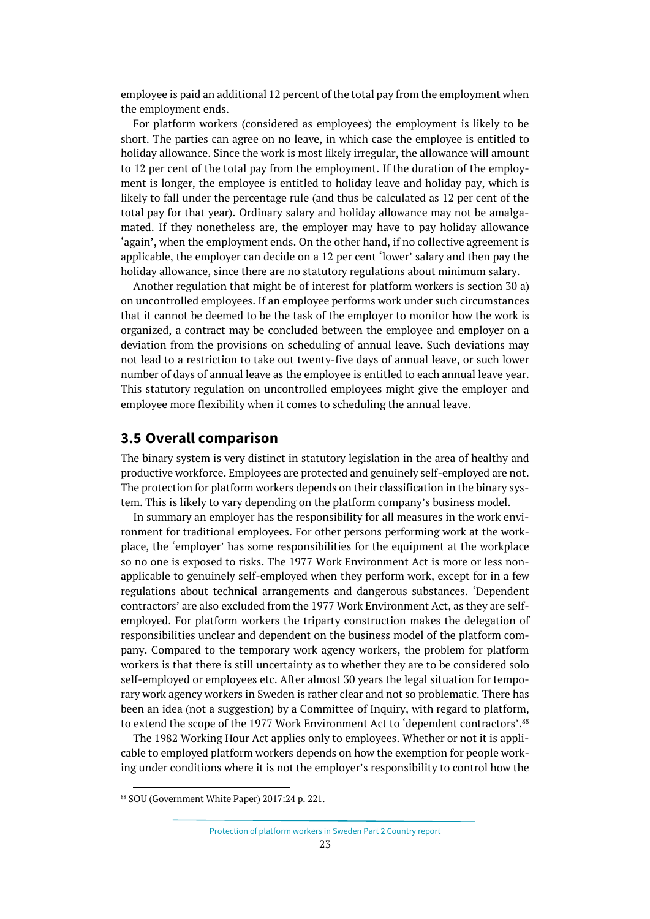employee is paid an additional 12 percent of the total pay from the employment when the employment ends.

For platform workers (considered as employees) the employment is likely to be short. The parties can agree on no leave, in which case the employee is entitled to holiday allowance. Since the work is most likely irregular, the allowance will amount to 12 per cent of the total pay from the employment. If the duration of the employment is longer, the employee is entitled to holiday leave and holiday pay, which is likely to fall under the percentage rule (and thus be calculated as 12 per cent of the total pay for that year). Ordinary salary and holiday allowance may not be amalgamated. If they nonetheless are, the employer may have to pay holiday allowance 'again', when the employment ends. On the other hand, if no collective agreement is applicable, the employer can decide on a 12 per cent 'lower' salary and then pay the holiday allowance, since there are no statutory regulations about minimum salary.

Another regulation that might be of interest for platform workers is section 30 a) on uncontrolled employees. If an employee performs work under such circumstances that it cannot be deemed to be the task of the employer to monitor how the work is organized, a contract may be concluded between the employee and employer on a deviation from the provisions on scheduling of annual leave. Such deviations may not lead to a restriction to take out twenty-five days of annual leave, or such lower number of days of annual leave as the employee is entitled to each annual leave year. This statutory regulation on uncontrolled employees might give the employer and employee more flexibility when it comes to scheduling the annual leave.

## 3.5 Overall comparison

The binary system is very distinct in statutory legislation in the area of healthy and productive workforce. Employees are protected and genuinely self-employed are not. The protection for platform workers depends on their classification in the binary system. This is likely to vary depending on the platform company's business model.

In summary an employer has the responsibility for all measures in the work environment for traditional employees. For other persons performing work at the workplace, the 'employer' has some responsibilities for the equipment at the workplace so no one is exposed to risks. The 1977 Work Environment Act is more or less non-applicable to genuinely self-employed when they perform work, except for in a few regulations about technical arrangements and dangerous substances. 'Dependent contractors' are also excluded from the 1977 Work Environment Act, as they are self-employed. For platform workers the triparty construction makes the delegation of responsibilities unclear and dependent on the business model of the platform company. Compared to the temporary work agency workers, the problem for platform workers is that there is still uncertainty as to whether they are to be considered solo self-employed or employees etc. After almost 30 years the legal situation for temporary work agency workers in Sweden is rather clear and not so problematic. There has been an idea (not a suggestion) by a Committee of Inquiry, with regard to platform, to extend the scope of the 1977 Work Environment Act to 'dependent contractors'.[88]

The 1982 Working Hour Act applies only to employees. Whether or not it is applicable to employed platform workers depends on how the exemption for people working under conditions where it is not the employer's responsibility to control how the

[88] SOU (Government White Paper) 2017:24 p. 221.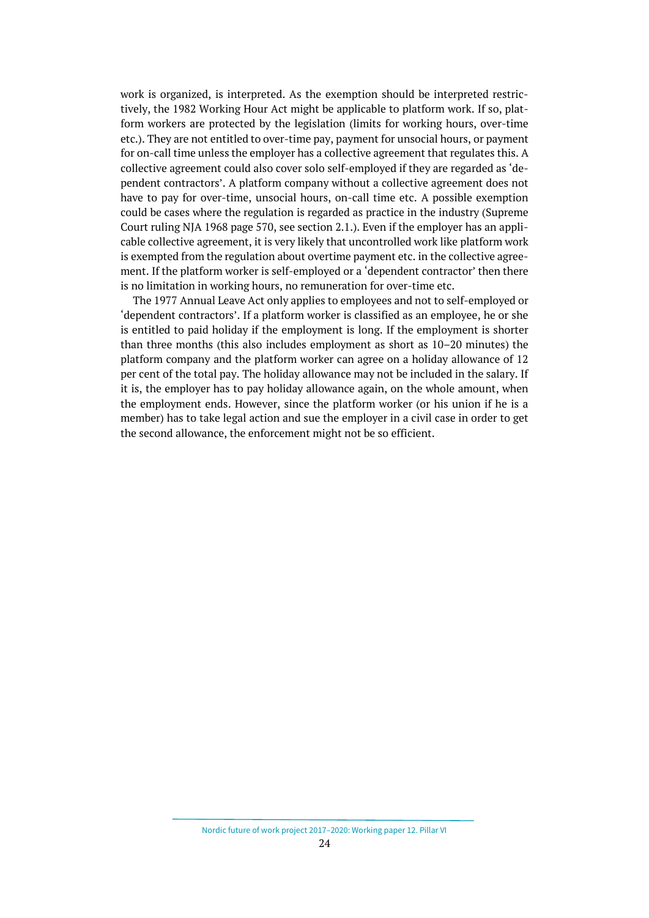work is organized, is interpreted. As the exemption should be interpreted restrictively, the 1982 Working Hour Act might be applicable to platform work. If so, platform workers are protected by the legislation (limits for working hours, over-time etc.). They are not entitled to over-time pay, payment for unsocial hours, or payment for on-call time unless the employer has a collective agreement that regulates this. A collective agreement could also cover solo self-employed if they are regarded as 'dependent contractors'. A platform company without a collective agreement does not have to pay for over-time, unsocial hours, on-call time etc. A possible exemption could be cases where the regulation is regarded as practice in the industry (Supreme Court ruling NJA 1968 page 570, see section 2.1.). Even if the employer has an applicable collective agreement, it is very likely that uncontrolled work like platform work is exempted from the regulation about overtime payment etc. in the collective agreement. If the platform worker is self-employed or a 'dependent contractor' then there is no limitation in working hours, no remuneration for over-time etc.

The 1977 Annual Leave Act only applies to employees and not to self-employed or 'dependent contractors'. If a platform worker is classified as an employee, he or she is entitled to paid holiday if the employment is long. If the employment is shorter than three months (this also includes employment as short as 10–20 minutes) the platform company and the platform worker can agree on a holiday allowance of 12 per cent of the total pay. The holiday allowance may not be included in the salary. If it is, the employer has to pay holiday allowance again, on the whole amount, when the employment ends. However, since the platform worker (or his union if he is a member) has to take legal action and sue the employer in a civil case in order to get the second allowance, the enforcement might not be so efficient.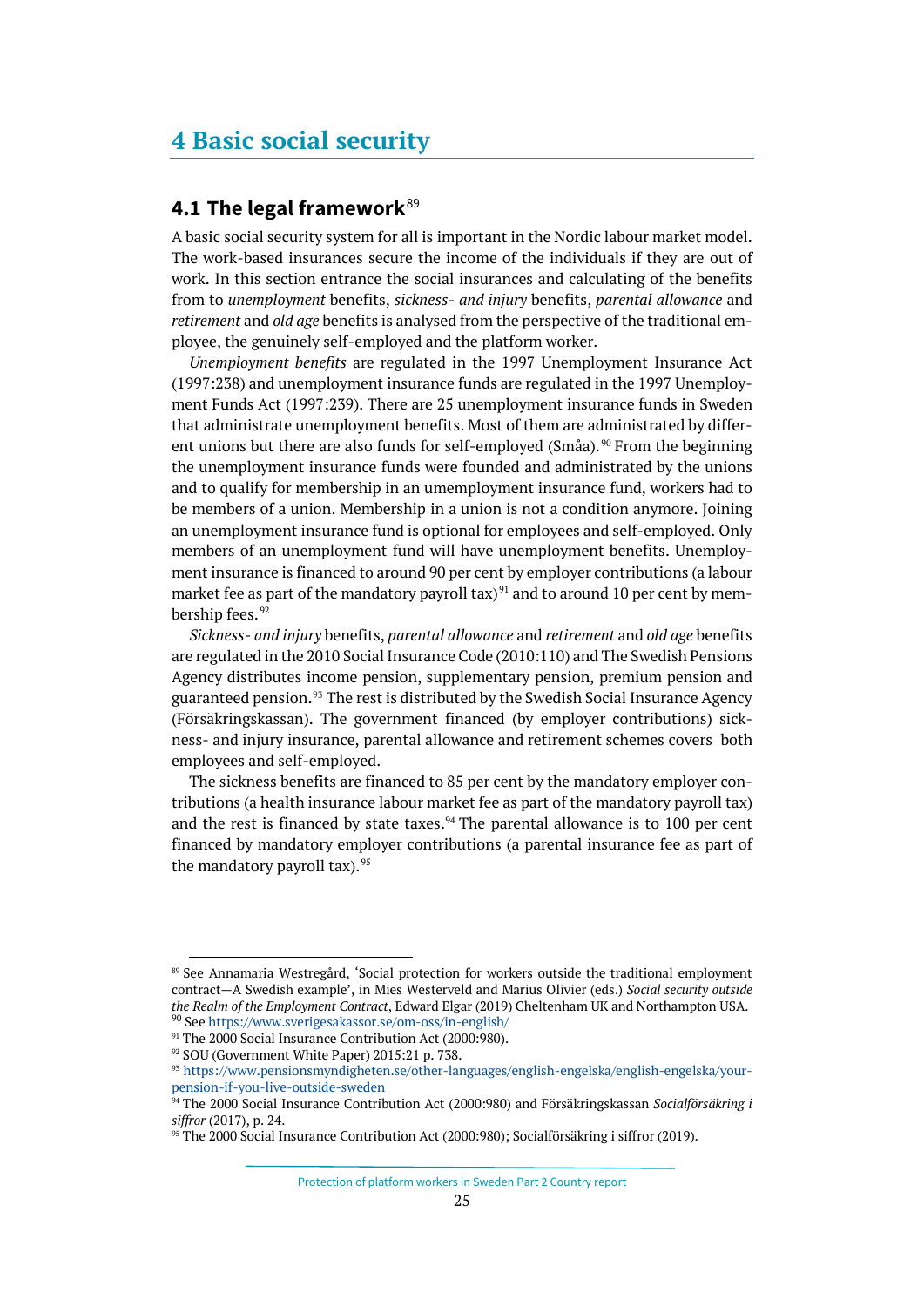# 4 Basic social security

## 4.1 The legal framework[89]

A basic social security system for all is important in the Nordic labour market model. The work-based insurances secure the income of the individuals if they are out of work. In this section entrance the social insurances and calculating of the benefits from to *unemployment* benefits, *sickness- and injury* benefits, *parental allowance* and *retirement* and *old age* benefits is analysed from the perspective of the traditional employee, the genuinely self-employed and the platform worker.

*Unemployment benefits* are regulated in the 1997 Unemployment Insurance Act (1997:238) and unemployment insurance funds are regulated in the 1997 Unemployment Funds Act (1997:239). There are 25 unemployment insurance funds in Sweden that administrate unemployment benefits. Most of them are administrated by different unions but there are also funds for self-employed (Småa).[90] From the beginning the unemployment insurance funds were founded and administrated by the unions and to qualify for membership in an umemployment insurance fund, workers had to be members of a union. Membership in a union is not a condition anymore. Joining an unemployment insurance fund is optional for employees and self-employed. Only members of an unemployment fund will have unemployment benefits. Unemployment insurance is financed to around 90 per cent by employer contributions (a labour market fee as part of the mandatory payroll tax)[91] and to around 10 per cent by membership fees.[92]

*Sickness- and injury* benefits, *parental allowance* and *retirement* and *old age* benefits are regulated in the 2010 Social Insurance Code (2010:110) and The Swedish Pensions Agency distributes income pension, supplementary pension, premium pension and guaranteed pension.[93] The rest is distributed by the Swedish Social Insurance Agency (Försäkringskassan). The government financed (by employer contributions) sickness- and injury insurance, parental allowance and retirement schemes covers both employees and self-employed.

The sickness benefits are financed to 85 per cent by the mandatory employer contributions (a health insurance labour market fee as part of the mandatory payroll tax) and the rest is financed by state taxes.[94] The parental allowance is to 100 per cent financed by mandatory employer contributions (a parental insurance fee as part of the mandatory payroll tax).[95]

---

[89] See Annamaria Westregård, 'Social protection for workers outside the traditional employment contract—A Swedish example', in Mies Westerveld and Marius Olivier (eds.) *Social security outside the Realm of the Employment Contract*, Edward Elgar (2019) Cheltenham UK and Northampton USA.

[90] See https://www.sverigesakassor.se/om-oss/in-english/

[91] The 2000 Social Insurance Contribution Act (2000:980).

[92] SOU (Government White Paper) 2015:21 p. 738.

[93] https://www.pensionsmyndigheten.se/other-languages/english-engelska/english-engelska/your-pension-if-you-live-outside-sweden

[94] The 2000 Social Insurance Contribution Act (2000:980) and Försäkringskassan *Socialförsäkring i siffror* (2017), p. 24.

[95] The 2000 Social Insurance Contribution Act (2000:980); Socialförsäkring i siffror (2019).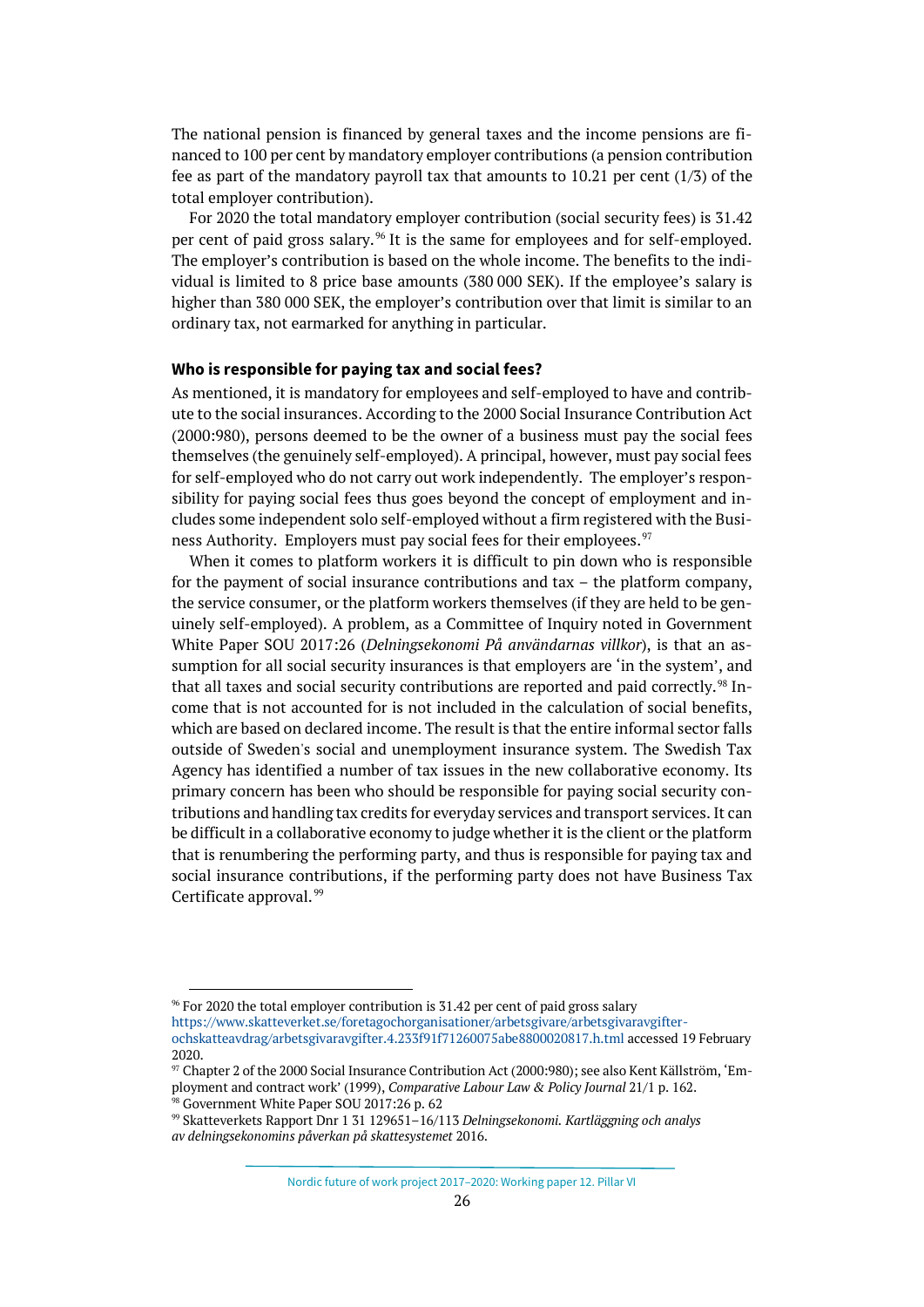The national pension is financed by general taxes and the income pensions are financed to 100 per cent by mandatory employer contributions (a pension contribution fee as part of the mandatory payroll tax that amounts to 10.21 per cent (1/3) of the total employer contribution).

For 2020 the total mandatory employer contribution (social security fees) is 31.42 per cent of paid gross salary.[96] It is the same for employees and for self-employed. The employer's contribution is based on the whole income. The benefits to the individual is limited to 8 price base amounts (380 000 SEK). If the employee's salary is higher than 380 000 SEK, the employer's contribution over that limit is similar to an ordinary tax, not earmarked for anything in particular.

**Who is responsible for paying tax and social fees?**

As mentioned, it is mandatory for employees and self-employed to have and contribute to the social insurances. According to the 2000 Social Insurance Contribution Act (2000:980), persons deemed to be the owner of a business must pay the social fees themselves (the genuinely self-employed). A principal, however, must pay social fees for self-employed who do not carry out work independently. The employer's responsibility for paying social fees thus goes beyond the concept of employment and includes some independent solo self-employed without a firm registered with the Business Authority. Employers must pay social fees for their employees.[97]

When it comes to platform workers it is difficult to pin down who is responsible for the payment of social insurance contributions and tax – the platform company, the service consumer, or the platform workers themselves (if they are held to be genuinely self-employed). A problem, as a Committee of Inquiry noted in Government White Paper SOU 2017:26 (*Delningsekonomi På användarnas villkor*), is that an assumption for all social security insurances is that employers are 'in the system', and that all taxes and social security contributions are reported and paid correctly.[98] Income that is not accounted for is not included in the calculation of social benefits, which are based on declared income. The result is that the entire informal sector falls outside of Sweden's social and unemployment insurance system. The Swedish Tax Agency has identified a number of tax issues in the new collaborative economy. Its primary concern has been who should be responsible for paying social security contributions and handling tax credits for everyday services and transport services. It can be difficult in a collaborative economy to judge whether it is the client or the platform that is renumbering the performing party, and thus is responsible for paying tax and social insurance contributions, if the performing party does not have Business Tax Certificate approval.[99]

---

[96] For 2020 the total employer contribution is 31.42 per cent of paid gross salary https://www.skatteverket.se/foretagochorganisationer/arbetsgivare/arbetsgivaravgifter-ochskatteavdrag/arbetsgivaravgifter.4.233f91f71260075abe8800020817.h.tml accessed 19 February 2020.

[97] Chapter 2 of the 2000 Social Insurance Contribution Act (2000:980); see also Kent Källström, 'Employment and contract work' (1999), *Comparative Labour Law & Policy Journal* 21/1 p. 162.

[98] Government White Paper SOU 2017:26 p. 62

[99] Skatteverkets Rapport Dnr 1 31 129651–16/113 *Delningsekonomi. Kartläggning och analys av delningsekonomins påverkan på skattesystemet* 2016.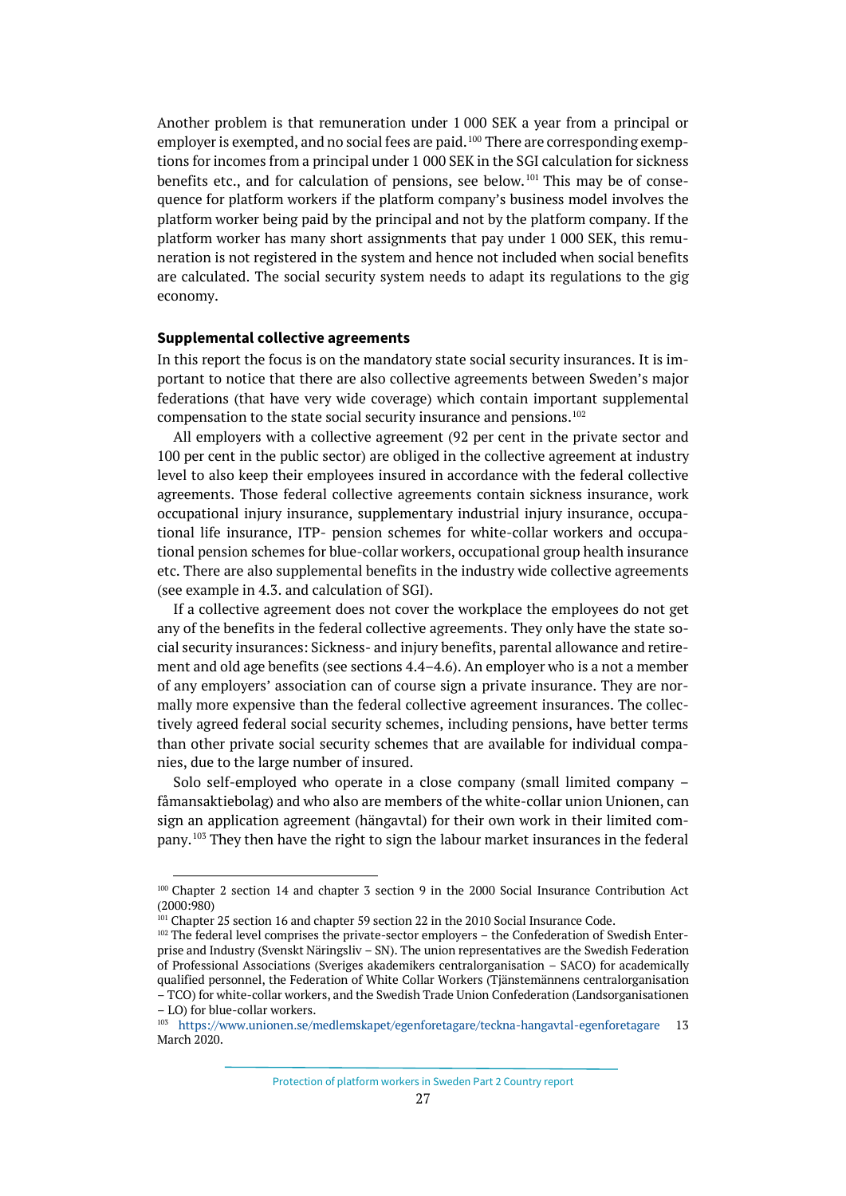Another problem is that remuneration under 1 000 SEK a year from a principal or employer is exempted, and no social fees are paid.[100] There are corresponding exemptions for incomes from a principal under 1 000 SEK in the SGI calculation for sickness benefits etc., and for calculation of pensions, see below.[101] This may be of consequence for platform workers if the platform company's business model involves the platform worker being paid by the principal and not by the platform company. If the platform worker has many short assignments that pay under 1 000 SEK, this remuneration is not registered in the system and hence not included when social benefits are calculated. The social security system needs to adapt its regulations to the gig economy.

**Supplemental collective agreements**

In this report the focus is on the mandatory state social security insurances. It is important to notice that there are also collective agreements between Sweden's major federations (that have very wide coverage) which contain important supplemental compensation to the state social security insurance and pensions.[102]

All employers with a collective agreement (92 per cent in the private sector and 100 per cent in the public sector) are obliged in the collective agreement at industry level to also keep their employees insured in accordance with the federal collective agreements. Those federal collective agreements contain sickness insurance, work occupational injury insurance, supplementary industrial injury insurance, occupational life insurance, ITP- pension schemes for white-collar workers and occupational pension schemes for blue-collar workers, occupational group health insurance etc. There are also supplemental benefits in the industry wide collective agreements (see example in 4.3. and calculation of SGI).

If a collective agreement does not cover the workplace the employees do not get any of the benefits in the federal collective agreements. They only have the state social security insurances: Sickness- and injury benefits, parental allowance and retirement and old age benefits (see sections 4.4–4.6). An employer who is a not a member of any employers' association can of course sign a private insurance. They are normally more expensive than the federal collective agreement insurances. The collectively agreed federal social security schemes, including pensions, have better terms than other private social security schemes that are available for individual companies, due to the large number of insured.

Solo self-employed who operate in a close company (small limited company – fåmansaktiebolag) and who also are members of the white-collar union Unionen, can sign an application agreement (hängavtal) for their own work in their limited company.[103] They then have the right to sign the labour market insurances in the federal

---

[100] Chapter 2 section 14 and chapter 3 section 9 in the 2000 Social Insurance Contribution Act (2000:980)

[101] Chapter 25 section 16 and chapter 59 section 22 in the 2010 Social Insurance Code.

[102] The federal level comprises the private-sector employers – the Confederation of Swedish Enterprise and Industry (Svenskt Näringsliv – SN). The union representatives are the Swedish Federation of Professional Associations (Sveriges akademikers centralorganisation – SACO) for academically qualified personnel, the Federation of White Collar Workers (Tjänstemännens centralorganisation – TCO) for white-collar workers, and the Swedish Trade Union Confederation (Landsorganisationen – LO) for blue-collar workers.

[103] https://www.unionen.se/medlemskapet/egenforetagare/teckna-hangavtal-egenforetagare 13 March 2020.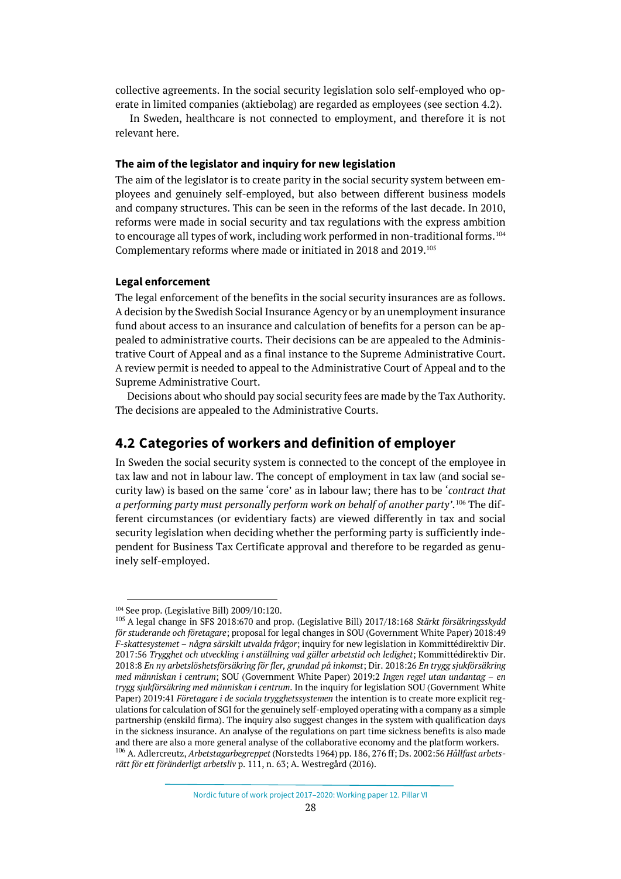collective agreements. In the social security legislation solo self-employed who operate in limited companies (aktiebolag) are regarded as employees (see section 4.2).

In Sweden, healthcare is not connected to employment, and therefore it is not relevant here.

**The aim of the legislator and inquiry for new legislation**

The aim of the legislator is to create parity in the social security system between employees and genuinely self-employed, but also between different business models and company structures. This can be seen in the reforms of the last decade. In 2010, reforms were made in social security and tax regulations with the express ambition to encourage all types of work, including work performed in non-traditional forms.[104] Complementary reforms where made or initiated in 2018 and 2019.[105]

**Legal enforcement**

The legal enforcement of the benefits in the social security insurances are as follows. A decision by the Swedish Social Insurance Agency or by an unemployment insurance fund about access to an insurance and calculation of benefits for a person can be appealed to administrative courts. Their decisions can be are appealed to the Administrative Court of Appeal and as a final instance to the Supreme Administrative Court. A review permit is needed to appeal to the Administrative Court of Appeal and to the Supreme Administrative Court.

Decisions about who should pay social security fees are made by the Tax Authority. The decisions are appealed to the Administrative Courts.

## 4.2 Categories of workers and definition of employer

In Sweden the social security system is connected to the concept of the employee in tax law and not in labour law. The concept of employment in tax law (and social security law) is based on the same 'core' as in labour law; there has to be '*contract that a performing party must personally perform work on behalf of another party*'.[106] The different circumstances (or evidentiary facts) are viewed differently in tax and social security legislation when deciding whether the performing party is sufficiently independent for Business Tax Certificate approval and therefore to be regarded as genuinely self-employed.

---

[104] See prop. (Legislative Bill) 2009/10:120.

[105] A legal change in SFS 2018:670 and prop. (Legislative Bill) 2017/18:168 *Stärkt försäkringsskydd för studerande och företagare*; proposal for legal changes in SOU (Government White Paper) 2018:49 *F-skattesystemet – några särskilt utvalda frågor*; inquiry for new legislation in Kommittédirektiv Dir. 2017:56 *Trygghet och utveckling i anställning vad gäller arbetstid och ledighet*; Kommittédirektiv Dir. 2018:8 *En ny arbetslöshetsförsäkring för fler, grundad på inkomst*; Dir. 2018:26 *En trygg sjukförsäkring med människan i centrum*; SOU (Government White Paper) 2019:2 *Ingen regel utan undantag – en trygg sjukförsäkring med människan i centrum*. In the inquiry for legislation SOU (Government White Paper) 2019:41 *Företagare i de sociala trygghetssystemen* the intention is to create more explicit regulations for calculation of SGI for the genuinely self-employed operating with a company as a simple partnership (enskild firma). The inquiry also suggest changes in the system with qualification days in the sickness insurance. An analyse of the regulations on part time sickness benefits is also made and there are also a more general analyse of the collaborative economy and the platform workers.

[106] A. Adlercreutz, *Arbetstagarbegreppet* (Norstedts 1964) pp. 186, 276 ff; Ds. 2002:56 *Hållfast arbetsrätt för ett föränderligt arbetsliv* p. 111, n. 63; A. Westregård (2016).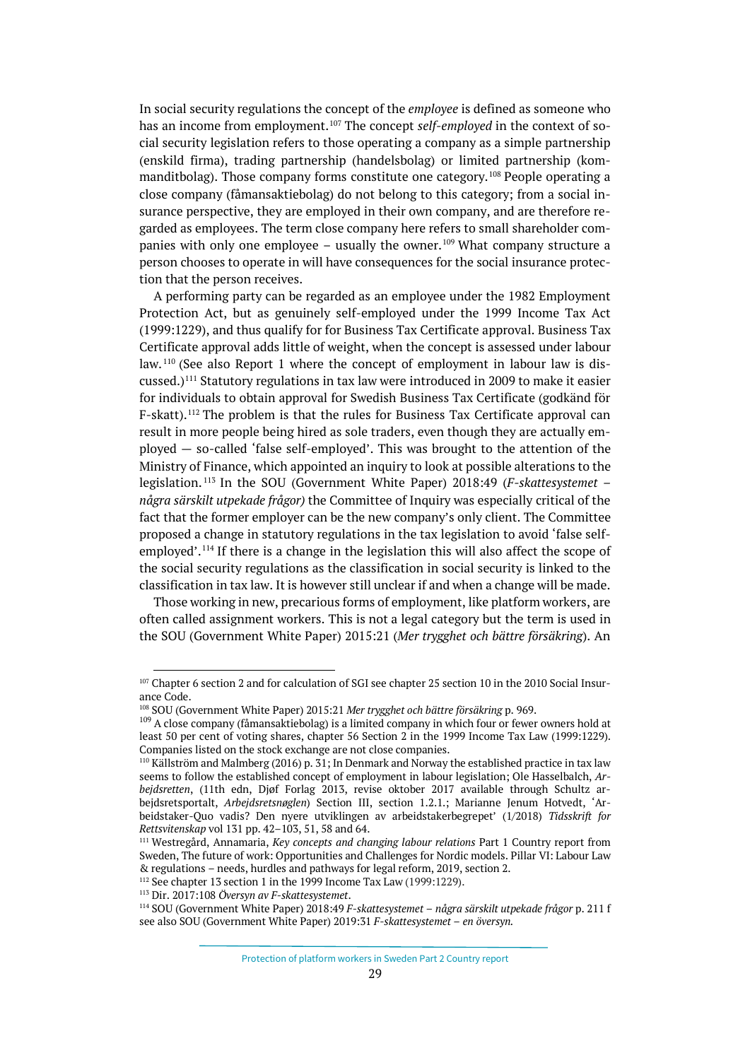In social security regulations the concept of the *employee* is defined as someone who has an income from employment.[107] The concept *self-employed* in the context of social security legislation refers to those operating a company as a simple partnership (enskild firma), trading partnership (handelsbolag) or limited partnership (kommanditbolag). Those company forms constitute one category.[108] People operating a close company (fåmansaktiebolag) do not belong to this category; from a social insurance perspective, they are employed in their own company, and are therefore regarded as employees. The term close company here refers to small shareholder companies with only one employee – usually the owner.[109] What company structure a person chooses to operate in will have consequences for the social insurance protection that the person receives.

A performing party can be regarded as an employee under the 1982 Employment Protection Act, but as genuinely self-employed under the 1999 Income Tax Act (1999:1229), and thus qualify for for Business Tax Certificate approval. Business Tax Certificate approval adds little of weight, when the concept is assessed under labour law.[110] (See also Report 1 where the concept of employment in labour law is discussed.)[111] Statutory regulations in tax law were introduced in 2009 to make it easier for individuals to obtain approval for Swedish Business Tax Certificate (godkänd för F-skatt).[112] The problem is that the rules for Business Tax Certificate approval can result in more people being hired as sole traders, even though they are actually employed — so-called 'false self-employed'. This was brought to the attention of the Ministry of Finance, which appointed an inquiry to look at possible alterations to the legislation.[113] In the SOU (Government White Paper) 2018:49 (*F-skattesystemet – några särskilt utpekade frågor)* the Committee of Inquiry was especially critical of the fact that the former employer can be the new company's only client. The Committee proposed a change in statutory regulations in the tax legislation to avoid 'false self-employed'.[114] If there is a change in the legislation this will also affect the scope of the social security regulations as the classification in social security is linked to the classification in tax law. It is however still unclear if and when a change will be made.

Those working in new, precarious forms of employment, like platform workers, are often called assignment workers. This is not a legal category but the term is used in the SOU (Government White Paper) 2015:21 (*Mer trygghet och bättre försäkring*). An

---

[107] Chapter 6 section 2 and for calculation of SGI see chapter 25 section 10 in the 2010 Social Insurance Code.

[108] SOU (Government White Paper) 2015:21 *Mer trygghet och bättre försäkring* p. 969.

[109] A close company (fåmansaktiebolag) is a limited company in which four or fewer owners hold at least 50 per cent of voting shares, chapter 56 Section 2 in the 1999 Income Tax Law (1999:1229). Companies listed on the stock exchange are not close companies.

[110] Källström and Malmberg (2016) p. 31; In Denmark and Norway the established practice in tax law seems to follow the established concept of employment in labour legislation; Ole Hasselbalch, *Arbejdsretten*, (11th edn, Djøf Forlag 2013, revise oktober 2017 available through Schultz arbejdsretsportalt, *Arbejdsretsnøglen*) Section III, section 1.2.1.; Marianne Jenum Hotvedt, 'Arbeidstaker-Quo vadis? Den nyere utviklingen av arbeidstakerbegrepet' (1/2018) *Tidsskrift for Rettsvitenskap* vol 131 pp. 42–103, 51, 58 and 64.

[111] Westregård, Annamaria, *Key concepts and changing labour relations* Part 1 Country report from Sweden, The future of work: Opportunities and Challenges for Nordic models. Pillar VI: Labour Law & regulations – needs, hurdles and pathways for legal reform, 2019, section 2.

[112] See chapter 13 section 1 in the 1999 Income Tax Law (1999:1229).

[113] Dir. 2017:108 *Översyn av F-skattesystemet*.

[114] SOU (Government White Paper) 2018:49 *F-skattesystemet – några särskilt utpekade frågor* p. 211 f see also SOU (Government White Paper) 2019:31 *F-skattesystemet – en översyn.*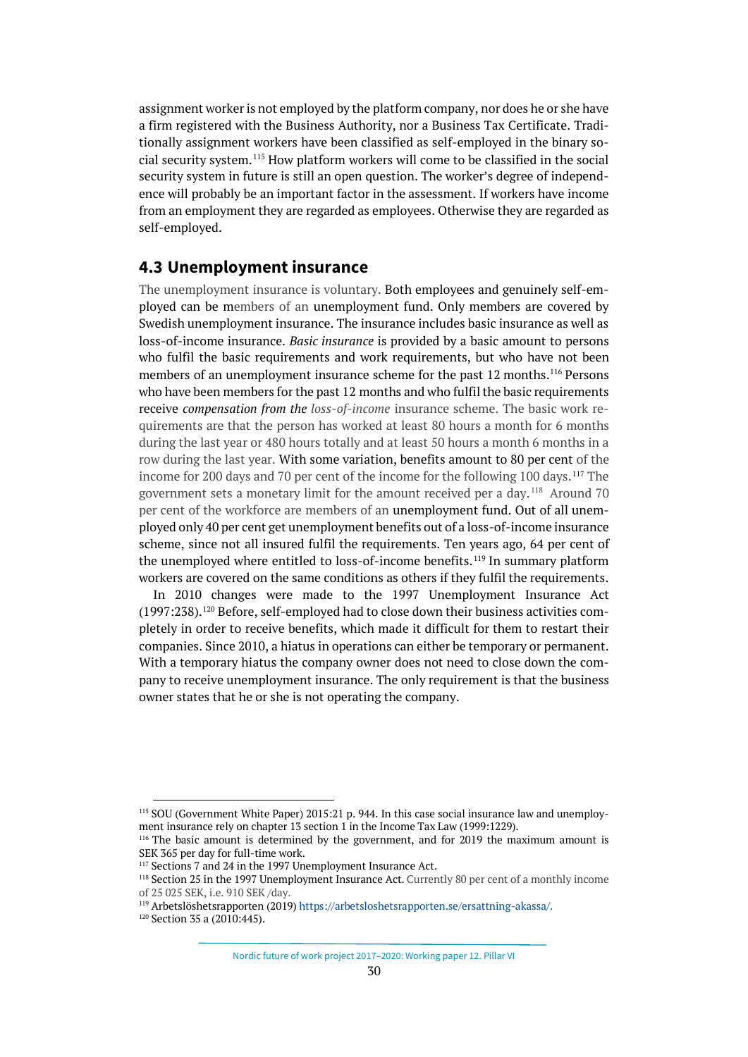assignment worker is not employed by the platform company, nor does he or she have a firm registered with the Business Authority, nor a Business Tax Certificate. Traditionally assignment workers have been classified as self-employed in the binary social security system.[115] How platform workers will come to be classified in the social security system in future is still an open question. The worker's degree of independence will probably be an important factor in the assessment. If workers have income from an employment they are regarded as employees. Otherwise they are regarded as self-employed.

## 4.3 Unemployment insurance

The unemployment insurance is voluntary. Both employees and genuinely self-employed can be members of an unemployment fund. Only members are covered by Swedish unemployment insurance. The insurance includes basic insurance as well as loss-of-income insurance. *Basic insurance* is provided by a basic amount to persons who fulfil the basic requirements and work requirements, but who have not been members of an unemployment insurance scheme for the past 12 months.[116] Persons who have been members for the past 12 months and who fulfil the basic requirements receive *compensation from the loss-of-income* insurance scheme. The basic work requirements are that the person has worked at least 80 hours a month for 6 months during the last year or 480 hours totally and at least 50 hours a month 6 months in a row during the last year. With some variation, benefits amount to 80 per cent of the income for 200 days and 70 per cent of the income for the following 100 days.[117] The government sets a monetary limit for the amount received per a day.[118] Around 70 per cent of the workforce are members of an unemployment fund. Out of all unemployed only 40 per cent get unemployment benefits out of a loss-of-income insurance scheme, since not all insured fulfil the requirements. Ten years ago, 64 per cent of the unemployed where entitled to loss-of-income benefits.[119] In summary platform workers are covered on the same conditions as others if they fulfil the requirements.

In 2010 changes were made to the 1997 Unemployment Insurance Act (1997:238).[120] Before, self-employed had to close down their business activities completely in order to receive benefits, which made it difficult for them to restart their companies. Since 2010, a hiatus in operations can either be temporary or permanent. With a temporary hiatus the company owner does not need to close down the company to receive unemployment insurance. The only requirement is that the business owner states that he or she is not operating the company.

---

[115] SOU (Government White Paper) 2015:21 p. 944. In this case social insurance law and unemployment insurance rely on chapter 13 section 1 in the Income Tax Law (1999:1229).

[116] The basic amount is determined by the government, and for 2019 the maximum amount is SEK 365 per day for full-time work.

[117] Sections 7 and 24 in the 1997 Unemployment Insurance Act.

[118] Section 25 in the 1997 Unemployment Insurance Act. Currently 80 per cent of a monthly income of 25 025 SEK, i.e. 910 SEK /day.

[119] Arbetslöshetsrapporten (2019) https://arbetsloshetsrapporten.se/ersattning-akassa/.

[120] Section 35 a (2010:445).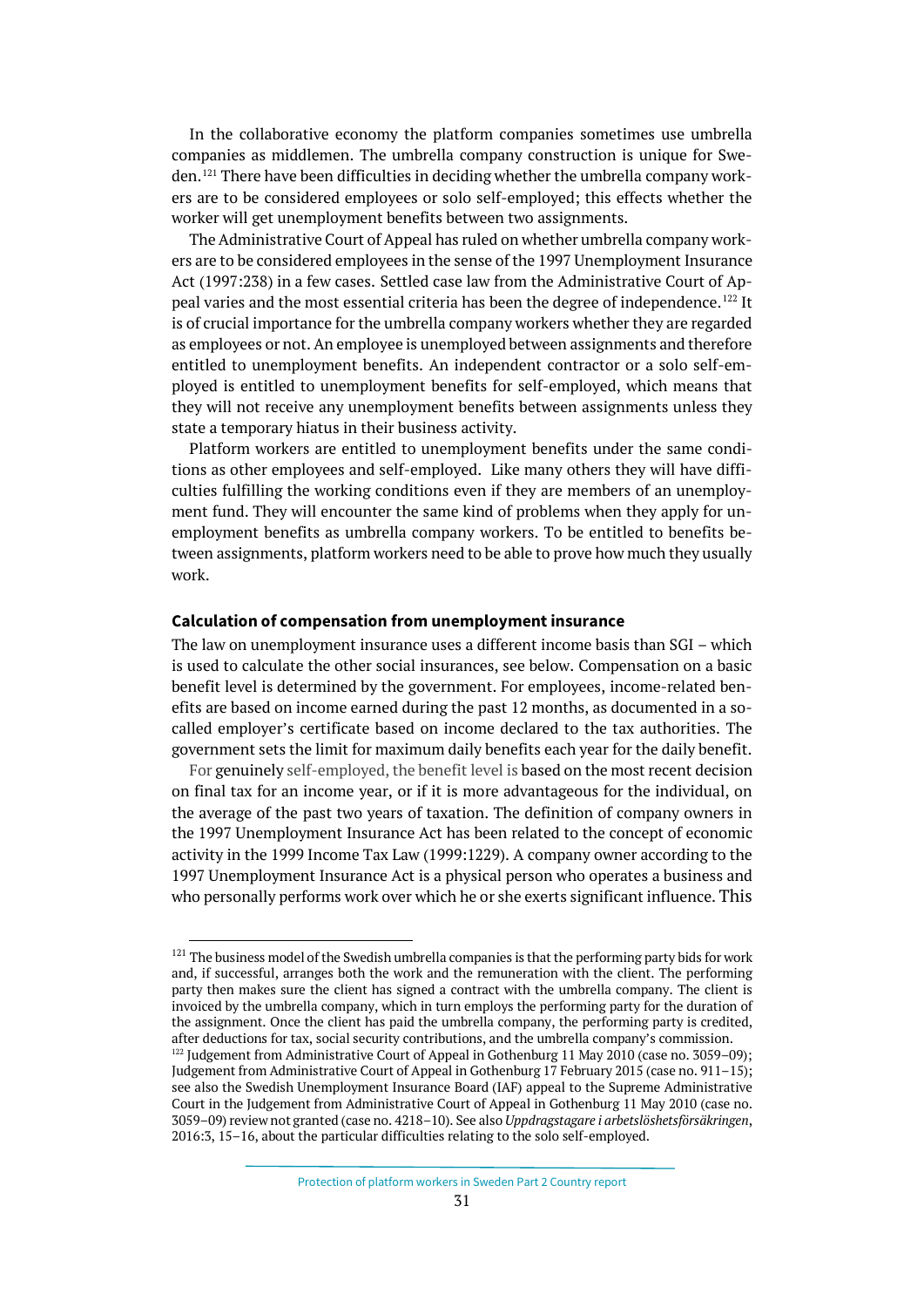In the collaborative economy the platform companies sometimes use umbrella companies as middlemen. The umbrella company construction is unique for Sweden.[121] There have been difficulties in deciding whether the umbrella company workers are to be considered employees or solo self-employed; this effects whether the worker will get unemployment benefits between two assignments.

The Administrative Court of Appeal has ruled on whether umbrella company workers are to be considered employees in the sense of the 1997 Unemployment Insurance Act (1997:238) in a few cases. Settled case law from the Administrative Court of Appeal varies and the most essential criteria has been the degree of independence.[122] It is of crucial importance for the umbrella company workers whether they are regarded as employees or not. An employee is unemployed between assignments and therefore entitled to unemployment benefits. An independent contractor or a solo self-employed is entitled to unemployment benefits for self-employed, which means that they will not receive any unemployment benefits between assignments unless they state a temporary hiatus in their business activity.

Platform workers are entitled to unemployment benefits under the same conditions as other employees and self-employed. Like many others they will have difficulties fulfilling the working conditions even if they are members of an unemployment fund. They will encounter the same kind of problems when they apply for unemployment benefits as umbrella company workers. To be entitled to benefits between assignments, platform workers need to be able to prove how much they usually work.

#### Calculation of compensation from unemployment insurance

The law on unemployment insurance uses a different income basis than SGI – which is used to calculate the other social insurances, see below. Compensation on a basic benefit level is determined by the government. For employees, income-related benefits are based on income earned during the past 12 months, as documented in a so-called employer's certificate based on income declared to the tax authorities. The government sets the limit for maximum daily benefits each year for the daily benefit.

For genuinely self-employed, the benefit level is based on the most recent decision on final tax for an income year, or if it is more advantageous for the individual, on the average of the past two years of taxation. The definition of company owners in the 1997 Unemployment Insurance Act has been related to the concept of economic activity in the 1999 Income Tax Law (1999:1229). A company owner according to the 1997 Unemployment Insurance Act is a physical person who operates a business and who personally performs work over which he or she exerts significant influence. This

---

[121] The business model of the Swedish umbrella companies is that the performing party bids for work and, if successful, arranges both the work and the remuneration with the client. The performing party then makes sure the client has signed a contract with the umbrella company. The client is invoiced by the umbrella company, which in turn employs the performing party for the duration of the assignment. Once the client has paid the umbrella company, the performing party is credited, after deductions for tax, social security contributions, and the umbrella company's commission.

[122] Judgement from Administrative Court of Appeal in Gothenburg 11 May 2010 (case no. 3059–09); Judgement from Administrative Court of Appeal in Gothenburg 17 February 2015 (case no. 911–15); see also the Swedish Unemployment Insurance Board (IAF) appeal to the Supreme Administrative Court in the Judgement from Administrative Court of Appeal in Gothenburg 11 May 2010 (case no. 3059–09) review not granted (case no. 4218–10). See also *Uppdragstagare i arbetslöshetsförsäkringen*, 2016:3, 15–16, about the particular difficulties relating to the solo self-employed.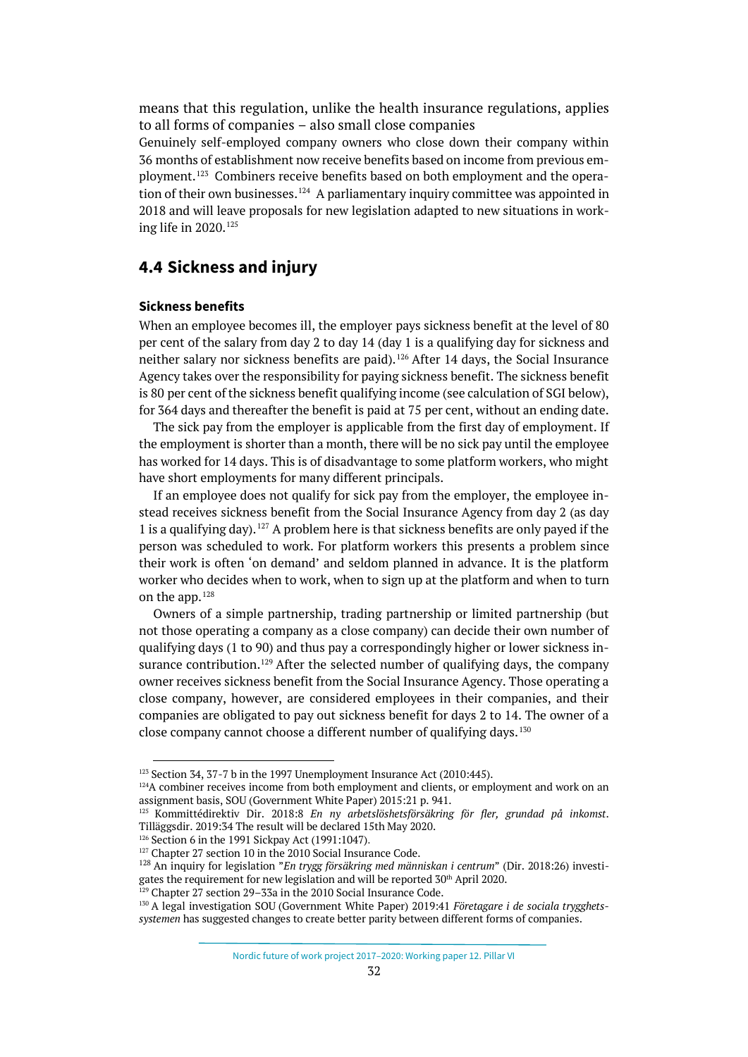means that this regulation, unlike the health insurance regulations, applies to all forms of companies – also small close companies

Genuinely self-employed company owners who close down their company within 36 months of establishment now receive benefits based on income from previous employment.[123] Combiners receive benefits based on both employment and the operation of their own businesses.[124] A parliamentary inquiry committee was appointed in 2018 and will leave proposals for new legislation adapted to new situations in working life in 2020.[125]

## 4.4 Sickness and injury

### Sickness benefits

When an employee becomes ill, the employer pays sickness benefit at the level of 80 per cent of the salary from day 2 to day 14 (day 1 is a qualifying day for sickness and neither salary nor sickness benefits are paid).[126] After 14 days, the Social Insurance Agency takes over the responsibility for paying sickness benefit. The sickness benefit is 80 per cent of the sickness benefit qualifying income (see calculation of SGI below), for 364 days and thereafter the benefit is paid at 75 per cent, without an ending date.

The sick pay from the employer is applicable from the first day of employment. If the employment is shorter than a month, there will be no sick pay until the employee has worked for 14 days. This is of disadvantage to some platform workers, who might have short employments for many different principals.

If an employee does not qualify for sick pay from the employer, the employee instead receives sickness benefit from the Social Insurance Agency from day 2 (as day 1 is a qualifying day).[127] A problem here is that sickness benefits are only payed if the person was scheduled to work. For platform workers this presents a problem since their work is often 'on demand' and seldom planned in advance. It is the platform worker who decides when to work, when to sign up at the platform and when to turn on the app.[128]

Owners of a simple partnership, trading partnership or limited partnership (but not those operating a company as a close company) can decide their own number of qualifying days (1 to 90) and thus pay a correspondingly higher or lower sickness insurance contribution.[129] After the selected number of qualifying days, the company owner receives sickness benefit from the Social Insurance Agency. Those operating a close company, however, are considered employees in their companies, and their companies are obligated to pay out sickness benefit for days 2 to 14. The owner of a close company cannot choose a different number of qualifying days.[130]

---

[123] Section 34, 37-7 b in the 1997 Unemployment Insurance Act (2010:445).

[124] A combiner receives income from both employment and clients, or employment and work on an assignment basis, SOU (Government White Paper) 2015:21 p. 941.

[125] Kommittédirektiv Dir. 2018:8 *En ny arbetslöshetsförsäkring för fler, grundad på inkomst*. Tilläggsdir. 2019:34 The result will be declared 15th May 2020.

[126] Section 6 in the 1991 Sickpay Act (1991:1047).

[127] Chapter 27 section 10 in the 2010 Social Insurance Code.

[128] An inquiry for legislation "*En trygg försäkring med människan i centrum*" (Dir. 2018:26) investigates the requirement for new legislation and will be reported 30th April 2020.

[129] Chapter 27 section 29–33a in the 2010 Social Insurance Code.

[130] A legal investigation SOU (Government White Paper) 2019:41 *Företagare i de sociala trygghetssystemen* has suggested changes to create better parity between different forms of companies.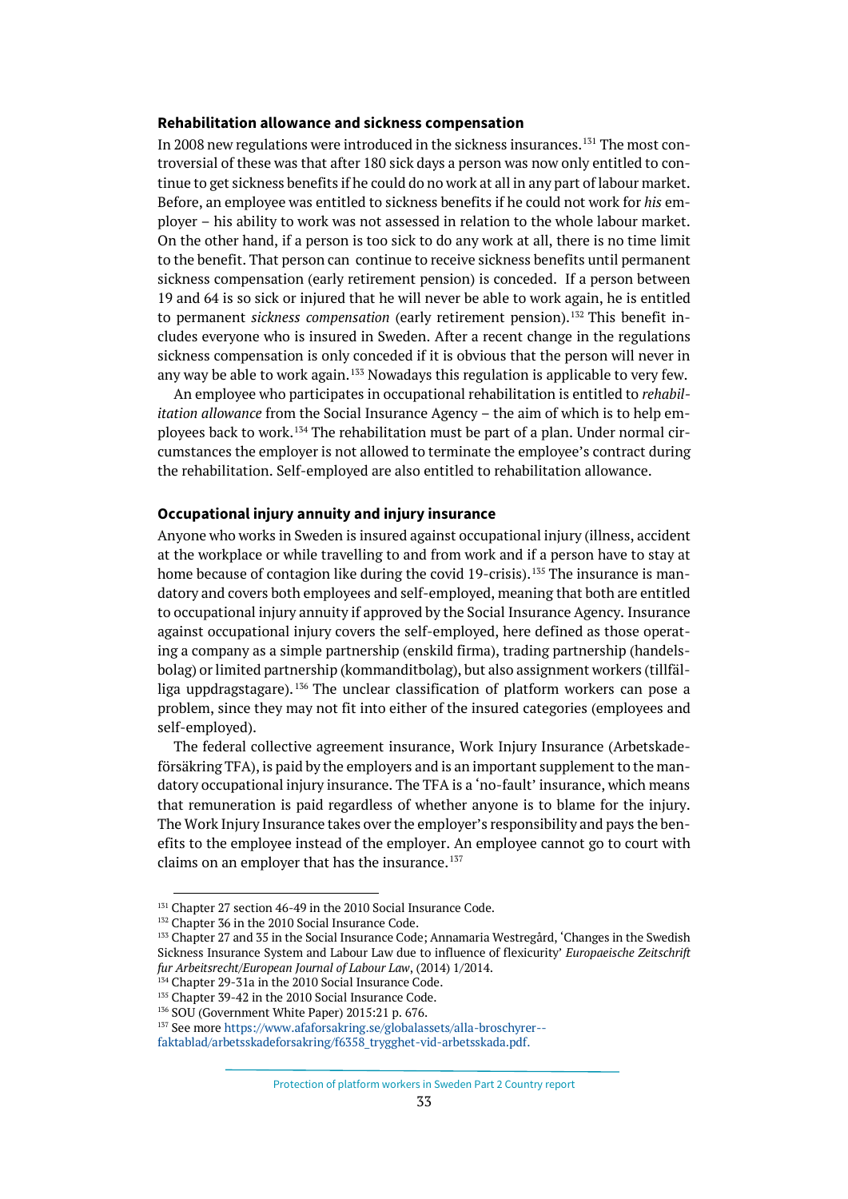### Rehabilitation allowance and sickness compensation

In 2008 new regulations were introduced in the sickness insurances.[131] The most controversial of these was that after 180 sick days a person was now only entitled to continue to get sickness benefits if he could do no work at all in any part of labour market. Before, an employee was entitled to sickness benefits if he could not work for *his* employer – his ability to work was not assessed in relation to the whole labour market. On the other hand, if a person is too sick to do any work at all, there is no time limit to the benefit. That person can continue to receive sickness benefits until permanent sickness compensation (early retirement pension) is conceded. If a person between 19 and 64 is so sick or injured that he will never be able to work again, he is entitled to permanent *sickness compensation* (early retirement pension).[132] This benefit includes everyone who is insured in Sweden. After a recent change in the regulations sickness compensation is only conceded if it is obvious that the person will never in any way be able to work again.[133] Nowadays this regulation is applicable to very few.

An employee who participates in occupational rehabilitation is entitled to *rehabilitation allowance* from the Social Insurance Agency – the aim of which is to help employees back to work.[134] The rehabilitation must be part of a plan. Under normal circumstances the employer is not allowed to terminate the employee's contract during the rehabilitation. Self-employed are also entitled to rehabilitation allowance.

### Occupational injury annuity and injury insurance

Anyone who works in Sweden is insured against occupational injury (illness, accident at the workplace or while travelling to and from work and if a person have to stay at home because of contagion like during the covid 19-crisis).[135] The insurance is mandatory and covers both employees and self-employed, meaning that both are entitled to occupational injury annuity if approved by the Social Insurance Agency. Insurance against occupational injury covers the self-employed, here defined as those operating a company as a simple partnership (enskild firma), trading partnership (handelsbolag) or limited partnership (kommanditbolag), but also assignment workers (tillfälliga uppdragstagare).[136] The unclear classification of platform workers can pose a problem, since they may not fit into either of the insured categories (employees and self-employed).

The federal collective agreement insurance, Work Injury Insurance (Arbetskadeförsäkring TFA), is paid by the employers and is an important supplement to the mandatory occupational injury insurance. The TFA is a 'no-fault' insurance, which means that remuneration is paid regardless of whether anyone is to blame for the injury. The Work Injury Insurance takes over the employer's responsibility and pays the benefits to the employee instead of the employer. An employee cannot go to court with claims on an employer that has the insurance.[137]

---

[131] Chapter 27 section 46-49 in the 2010 Social Insurance Code.

[132] Chapter 36 in the 2010 Social Insurance Code.

[133] Chapter 27 and 35 in the Social Insurance Code; Annamaria Westregård, 'Changes in the Swedish Sickness Insurance System and Labour Law due to influence of flexicurity' *Europaeische Zeitschrift fur Arbeitsrecht/European Journal of Labour Law*, (2014) 1/2014.

[134] Chapter 29-31a in the 2010 Social Insurance Code.

[135] Chapter 39-42 in the 2010 Social Insurance Code.

[136] SOU (Government White Paper) 2015:21 p. 676.

[137] See more https://www.afaforsakring.se/globalassets/alla-broschyrer--faktablad/arbetsskadeforsakring/f6358_trygghet-vid-arbetsskada.pdf.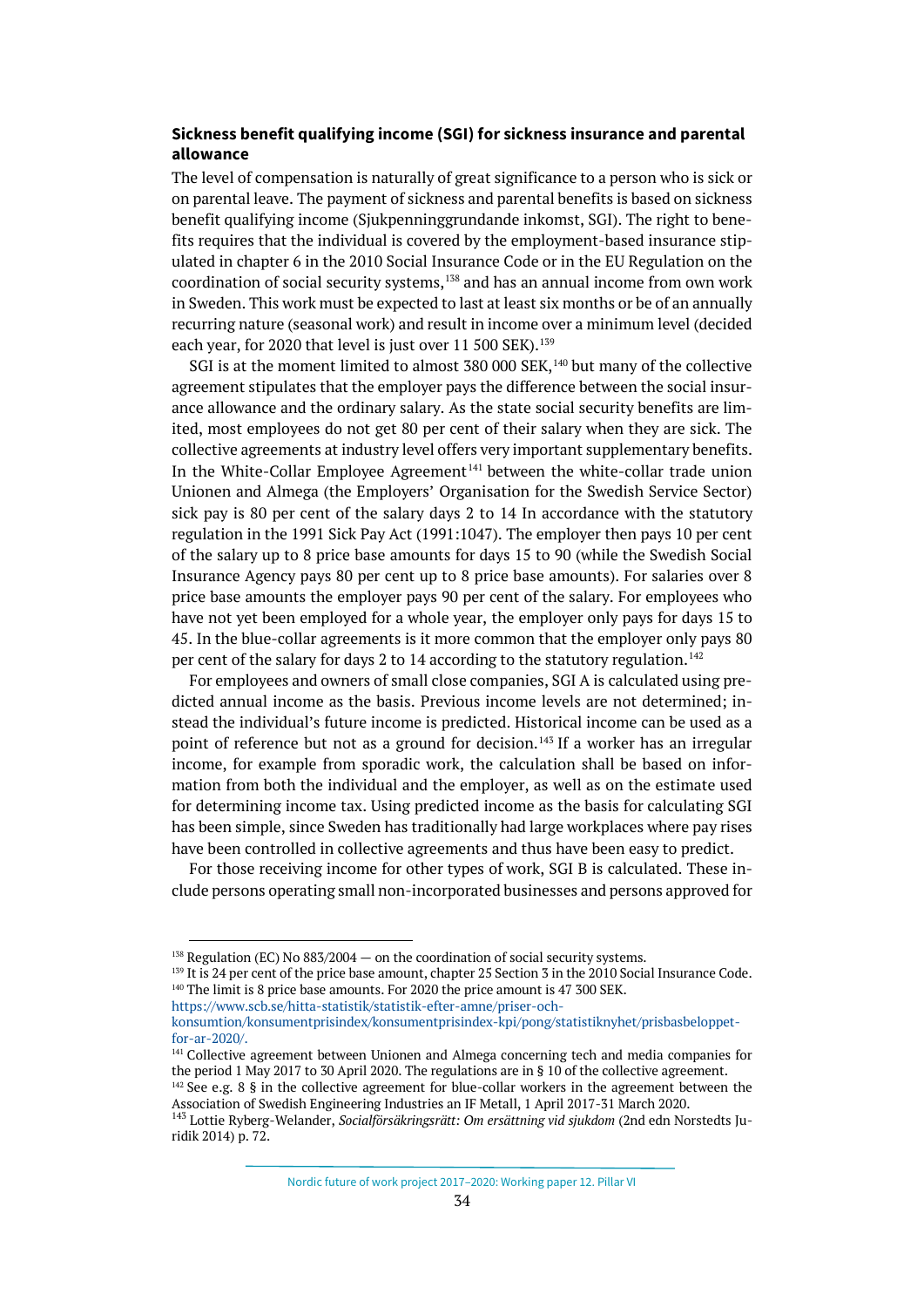### Sickness benefit qualifying income (SGI) for sickness insurance and parental allowance

The level of compensation is naturally of great significance to a person who is sick or on parental leave. The payment of sickness and parental benefits is based on sickness benefit qualifying income (Sjukpenninggrundande inkomst, SGI). The right to benefits requires that the individual is covered by the employment-based insurance stipulated in chapter 6 in the 2010 Social Insurance Code or in the EU Regulation on the coordination of social security systems,[138] and has an annual income from own work in Sweden. This work must be expected to last at least six months or be of an annually recurring nature (seasonal work) and result in income over a minimum level (decided each year, for 2020 that level is just over 11 500 SEK).[139]

SGI is at the moment limited to almost 380 000 SEK,[140] but many of the collective agreement stipulates that the employer pays the difference between the social insurance allowance and the ordinary salary. As the state social security benefits are limited, most employees do not get 80 per cent of their salary when they are sick. The collective agreements at industry level offers very important supplementary benefits. In the White-Collar Employee Agreement[141] between the white-collar trade union Unionen and Almega (the Employers' Organisation for the Swedish Service Sector) sick pay is 80 per cent of the salary days 2 to 14 In accordance with the statutory regulation in the 1991 Sick Pay Act (1991:1047). The employer then pays 10 per cent of the salary up to 8 price base amounts for days 15 to 90 (while the Swedish Social Insurance Agency pays 80 per cent up to 8 price base amounts). For salaries over 8 price base amounts the employer pays 90 per cent of the salary. For employees who have not yet been employed for a whole year, the employer only pays for days 15 to 45. In the blue-collar agreements is it more common that the employer only pays 80 per cent of the salary for days 2 to 14 according to the statutory regulation.[142]

For employees and owners of small close companies, SGI A is calculated using predicted annual income as the basis. Previous income levels are not determined; instead the individual's future income is predicted. Historical income can be used as a point of reference but not as a ground for decision.[143] If a worker has an irregular income, for example from sporadic work, the calculation shall be based on information from both the individual and the employer, as well as on the estimate used for determining income tax. Using predicted income as the basis for calculating SGI has been simple, since Sweden has traditionally had large workplaces where pay rises have been controlled in collective agreements and thus have been easy to predict.

For those receiving income for other types of work, SGI B is calculated. These include persons operating small non-incorporated businesses and persons approved for

---

[138] Regulation (EC) No 883/2004 — on the coordination of social security systems.

[139] It is 24 per cent of the price base amount, chapter 25 Section 3 in the 2010 Social Insurance Code.

[140] The limit is 8 price base amounts. For 2020 the price amount is 47 300 SEK. https://www.scb.se/hitta-statistik/statistik-efter-amne/priser-och-konsumtion/konsumentprisindex/konsumentprisindex-kpi/pong/statistiknyhet/prisbasbeloppet-for-ar-2020/.

[141] Collective agreement between Unionen and Almega concerning tech and media companies for the period 1 May 2017 to 30 April 2020. The regulations are in § 10 of the collective agreement.

[142] See e.g. 8 § in the collective agreement for blue-collar workers in the agreement between the Association of Swedish Engineering Industries an IF Metall, 1 April 2017-31 March 2020.

[143] Lottie Ryberg-Welander, *Socialförsäkringsrätt: Om ersättning vid sjukdom* (2nd edn Norstedts Juridik 2014) p. 72.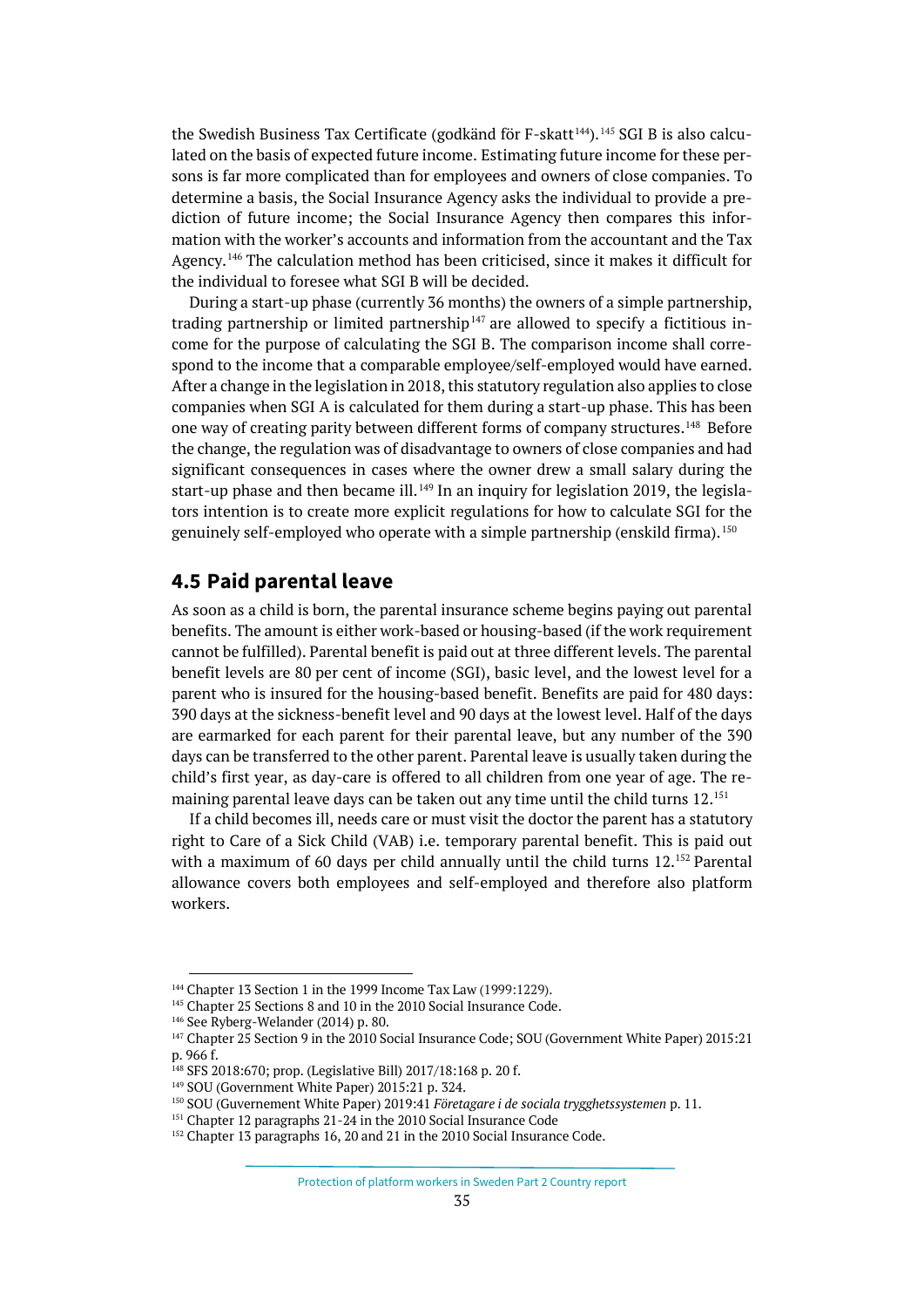the Swedish Business Tax Certificate (godkänd för F-skatt[144]).[145] SGI B is also calculated on the basis of expected future income. Estimating future income for these persons is far more complicated than for employees and owners of close companies. To determine a basis, the Social Insurance Agency asks the individual to provide a prediction of future income; the Social Insurance Agency then compares this information with the worker's accounts and information from the accountant and the Tax Agency.[146] The calculation method has been criticised, since it makes it difficult for the individual to foresee what SGI B will be decided.

During a start-up phase (currently 36 months) the owners of a simple partnership, trading partnership or limited partnership[147] are allowed to specify a fictitious income for the purpose of calculating the SGI B. The comparison income shall correspond to the income that a comparable employee/self-employed would have earned. After a change in the legislation in 2018, this statutory regulation also applies to close companies when SGI A is calculated for them during a start-up phase. This has been one way of creating parity between different forms of company structures.[148] Before the change, the regulation was of disadvantage to owners of close companies and had significant consequences in cases where the owner drew a small salary during the start-up phase and then became ill.[149] In an inquiry for legislation 2019, the legislators intention is to create more explicit regulations for how to calculate SGI for the genuinely self-employed who operate with a simple partnership (enskild firma).[150]

## 4.5 Paid parental leave

As soon as a child is born, the parental insurance scheme begins paying out parental benefits. The amount is either work-based or housing-based (if the work requirement cannot be fulfilled). Parental benefit is paid out at three different levels. The parental benefit levels are 80 per cent of income (SGI), basic level, and the lowest level for a parent who is insured for the housing-based benefit. Benefits are paid for 480 days: 390 days at the sickness-benefit level and 90 days at the lowest level. Half of the days are earmarked for each parent for their parental leave, but any number of the 390 days can be transferred to the other parent. Parental leave is usually taken during the child's first year, as day-care is offered to all children from one year of age. The remaining parental leave days can be taken out any time until the child turns 12.[151]

If a child becomes ill, needs care or must visit the doctor the parent has a statutory right to Care of a Sick Child (VAB) i.e. temporary parental benefit. This is paid out with a maximum of 60 days per child annually until the child turns 12.[152] Parental allowance covers both employees and self-employed and therefore also platform workers.

---

[144] Chapter 13 Section 1 in the 1999 Income Tax Law (1999:1229).

[145] Chapter 25 Sections 8 and 10 in the 2010 Social Insurance Code.

[146] See Ryberg-Welander (2014) p. 80.

[147] Chapter 25 Section 9 in the 2010 Social Insurance Code; SOU (Government White Paper) 2015:21 p. 966 f.

[148] SFS 2018:670; prop. (Legislative Bill) 2017/18:168 p. 20 f.

[149] SOU (Government White Paper) 2015:21 p. 324.

[150] SOU (Guvernement White Paper) 2019:41 *Företagare i de sociala trygghetssystemen* p. 11.

[151] Chapter 12 paragraphs 21-24 in the 2010 Social Insurance Code

[152] Chapter 13 paragraphs 16, 20 and 21 in the 2010 Social Insurance Code.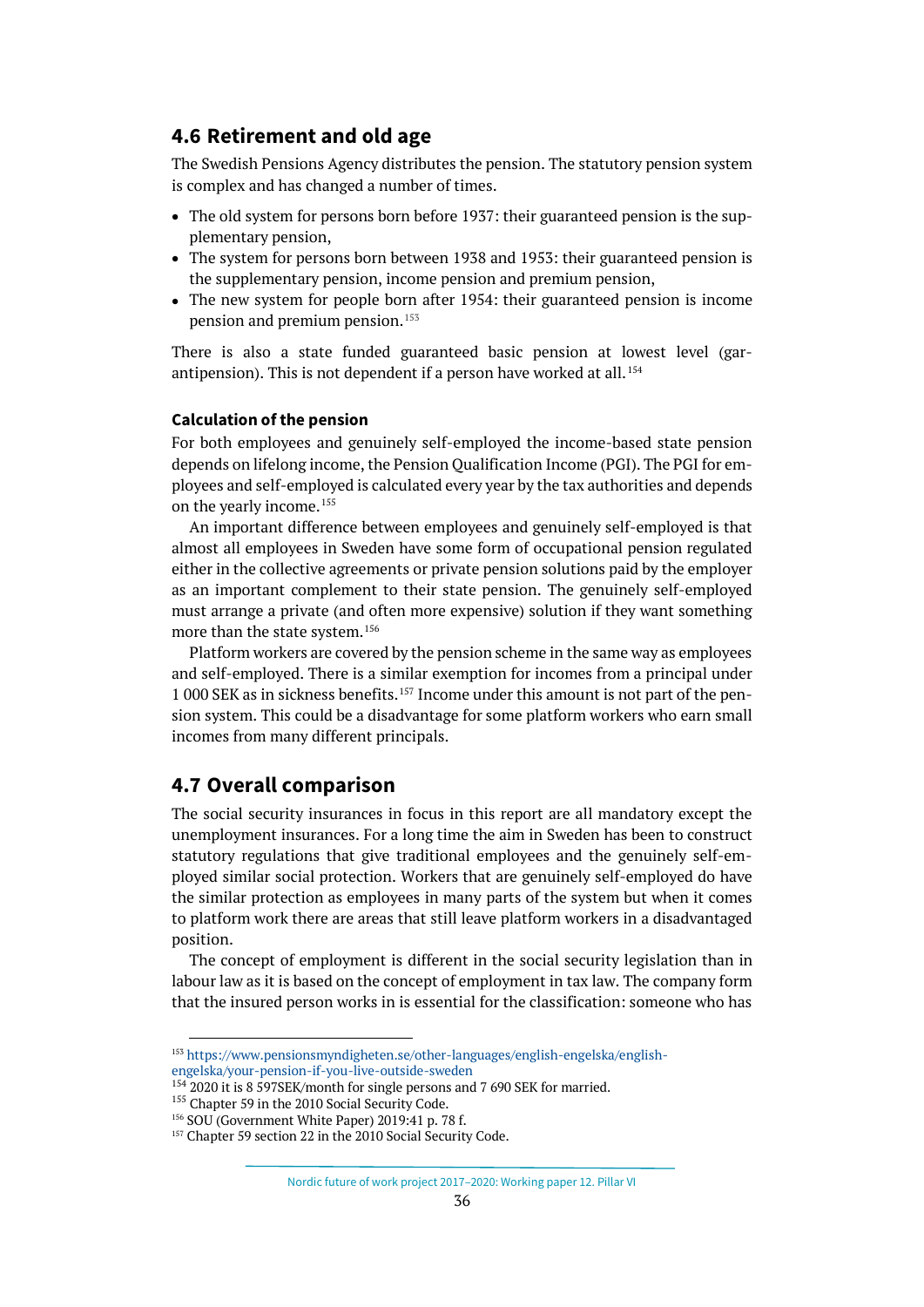## 4.6 Retirement and old age

The Swedish Pensions Agency distributes the pension. The statutory pension system is complex and has changed a number of times.

- The old system for persons born before 1937: their guaranteed pension is the supplementary pension,
- The system for persons born between 1938 and 1953: their guaranteed pension is the supplementary pension, income pension and premium pension,
- The new system for people born after 1954: their guaranteed pension is income pension and premium pension.[153]

There is also a state funded guaranteed basic pension at lowest level (garantipension). This is not dependent if a person have worked at all.[154]

### Calculation of the pension

For both employees and genuinely self-employed the income-based state pension depends on lifelong income, the Pension Qualification Income (PGI). The PGI for employees and self-employed is calculated every year by the tax authorities and depends on the yearly income.[155]

An important difference between employees and genuinely self-employed is that almost all employees in Sweden have some form of occupational pension regulated either in the collective agreements or private pension solutions paid by the employer as an important complement to their state pension. The genuinely self-employed must arrange a private (and often more expensive) solution if they want something more than the state system.[156]

Platform workers are covered by the pension scheme in the same way as employees and self-employed. There is a similar exemption for incomes from a principal under 1 000 SEK as in sickness benefits.[157] Income under this amount is not part of the pension system. This could be a disadvantage for some platform workers who earn small incomes from many different principals.

## 4.7 Overall comparison

The social security insurances in focus in this report are all mandatory except the unemployment insurances. For a long time the aim in Sweden has been to construct statutory regulations that give traditional employees and the genuinely self-employed similar social protection. Workers that are genuinely self-employed do have the similar protection as employees in many parts of the system but when it comes to platform work there are areas that still leave platform workers in a disadvantaged position.

The concept of employment is different in the social security legislation than in labour law as it is based on the concept of employment in tax law. The company form that the insured person works in is essential for the classification: someone who has

---

[153] https://www.pensionsmyndigheten.se/other-languages/english-engelska/english-engelska/your-pension-if-you-live-outside-sweden

[154] 2020 it is 8 597SEK/month for single persons and 7 690 SEK for married.

[155] Chapter 59 in the 2010 Social Security Code.

[156] SOU (Government White Paper) 2019:41 p. 78 f.

[157] Chapter 59 section 22 in the 2010 Social Security Code.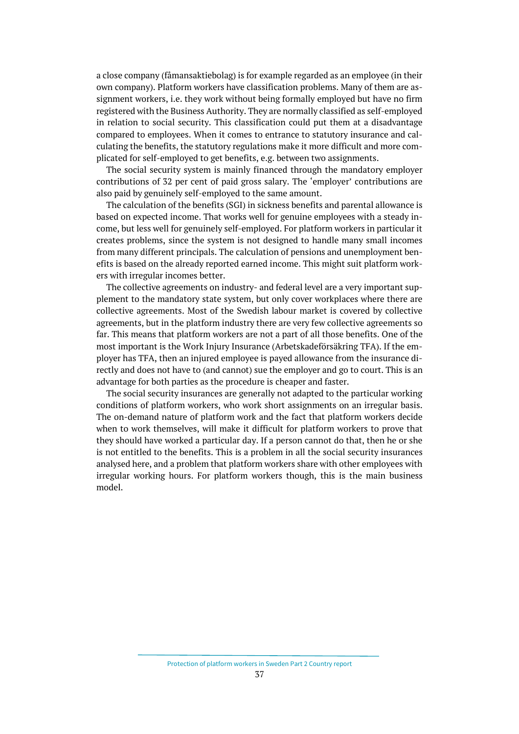a close company (fåmansaktiebolag) is for example regarded as an employee (in their own company). Platform workers have classification problems. Many of them are assignment workers, i.e. they work without being formally employed but have no firm registered with the Business Authority. They are normally classified as self-employed in relation to social security. This classification could put them at a disadvantage compared to employees. When it comes to entrance to statutory insurance and calculating the benefits, the statutory regulations make it more difficult and more complicated for self-employed to get benefits, e.g. between two assignments.

The social security system is mainly financed through the mandatory employer contributions of 32 per cent of paid gross salary. The 'employer' contributions are also paid by genuinely self-employed to the same amount.

The calculation of the benefits (SGI) in sickness benefits and parental allowance is based on expected income. That works well for genuine employees with a steady income, but less well for genuinely self-employed. For platform workers in particular it creates problems, since the system is not designed to handle many small incomes from many different principals. The calculation of pensions and unemployment benefits is based on the already reported earned income. This might suit platform workers with irregular incomes better.

The collective agreements on industry- and federal level are a very important supplement to the mandatory state system, but only cover workplaces where there are collective agreements. Most of the Swedish labour market is covered by collective agreements, but in the platform industry there are very few collective agreements so far. This means that platform workers are not a part of all those benefits. One of the most important is the Work Injury Insurance (Arbetskadeförsäkring TFA). If the employer has TFA, then an injured employee is payed allowance from the insurance directly and does not have to (and cannot) sue the employer and go to court. This is an advantage for both parties as the procedure is cheaper and faster.

The social security insurances are generally not adapted to the particular working conditions of platform workers, who work short assignments on an irregular basis. The on-demand nature of platform work and the fact that platform workers decide when to work themselves, will make it difficult for platform workers to prove that they should have worked a particular day. If a person cannot do that, then he or she is not entitled to the benefits. This is a problem in all the social security insurances analysed here, and a problem that platform workers share with other employees with irregular working hours. For platform workers though, this is the main business model.